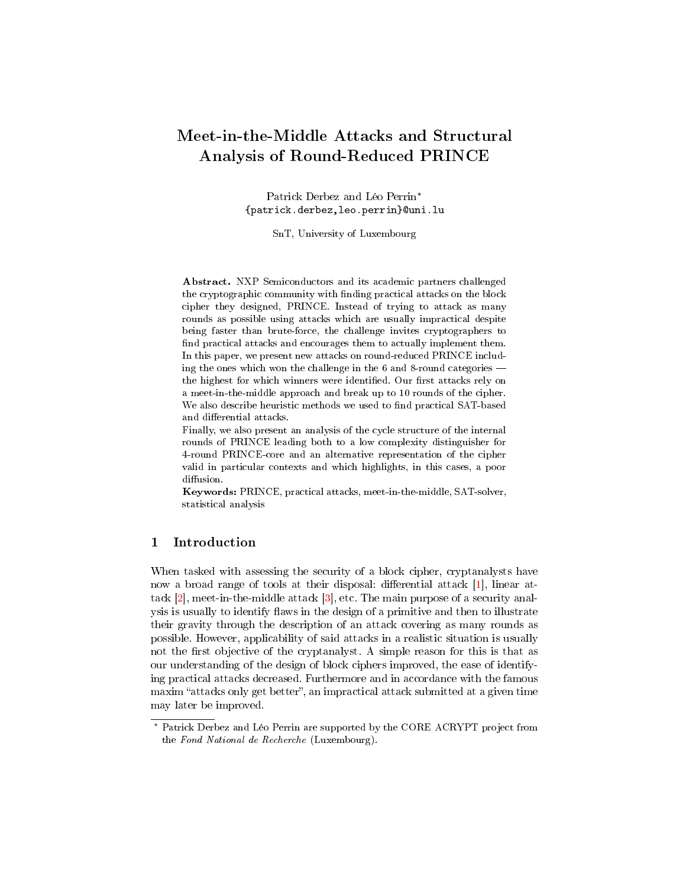# Meet-in-the-Middle Attacks and Structural Analysis of Round-Reduced PRINCE

Patrick Derbez and Léo Perrin*
{patrick.derbez,leo.perrin}@uni.lu

SnT, University of Luxembourg

**Abstract.** NXP Semiconductors and its academic partners challenged the cryptographic community with finding practical attacks on the block cipher they designed, PRINCE. Instead of trying to attack as many rounds as possible using attacks which are usually impractical despite being faster than brute-force, the challenge invites cryptographers to find practical attacks and encourages them to actually implement them. In this paper, we present new attacks on round-reduced PRINCE including the ones which won the challenge in the 6 and 8-round categories — the highest for which winners were identified. Our first attacks rely on a meet-in-the-middle approach and break up to 10 rounds of the cipher. We also describe heuristic methods we used to find practical SAT-based and differential attacks.

Finally, we also present an analysis of the cycle structure of the internal rounds of PRINCE leading both to a low complexity distinguisher for 4-round PRINCE-core and an alternative representation of the cipher valid in particular contexts and which highlights, in this cases, a poor diffusion.

**Keywords:** PRINCE, practical attacks, meet-in-the-middle, SAT-solver, statistical analysis

## 1 Introduction

When tasked with assessing the security of a block cipher, cryptanalysts have now a broad range of tools at their disposal: differential attack [1], linear attack [2], meet-in-the-middle attack [3], etc. The main purpose of a security analysis is usually to identify flaws in the design of a primitive and then to illustrate their gravity through the description of an attack covering as many rounds as possible. However, applicability of said attacks in a realistic situation is usually not the first objective of the cryptanalyst. A simple reason for this is that as our understanding of the design of block ciphers improved, the ease of identifying practical attacks decreased. Furthermore and in accordance with the famous maxim "attacks only get better", an impractical attack submitted at a given time may later be improved.

---

* Patrick Derbez and Léo Perrin are supported by the CORE ACRYPT project from the *Fond National de Recherche* (Luxembourg).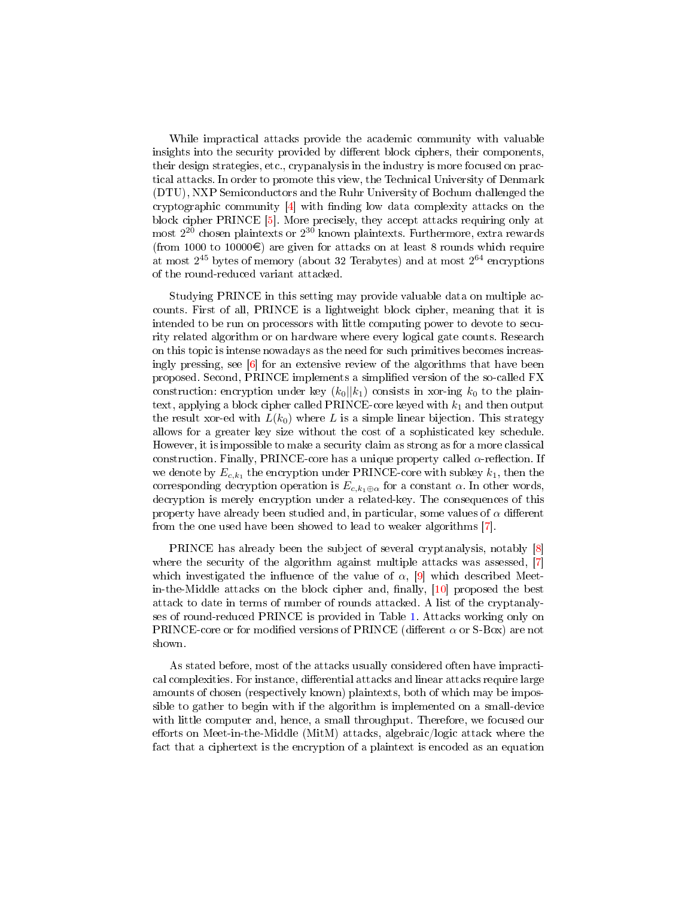While impractical attacks provide the academic community with valuable insights into the security provided by different block ciphers, their components, their design strategies, etc., crypanalysis in the industry is more focused on practical attacks. In order to promote this view, the Technical University of Denmark (DTU), NXP Semiconductors and the Ruhr University of Bochum challenged the cryptographic community [4] with finding low data complexity attacks on the block cipher PRINCE [5]. More precisely, they accept attacks requiring only at most $2^{20}$ chosen plaintexts or $2^{30}$ known plaintexts. Furthermore, extra rewards (from 1000 to 10000€) are given for attacks on at least 8 rounds which require at most $2^{45}$ bytes of memory (about 32 Terabytes) and at most $2^{64}$ encryptions of the round-reduced variant attacked.

Studying PRINCE in this setting may provide valuable data on multiple accounts. First of all, PRINCE is a lightweight block cipher, meaning that it is intended to be run on processors with little computing power to devote to security related algorithm or on hardware where every logical gate counts. Research on this topic is intense nowadays as the need for such primitives becomes increasingly pressing, see [6] for an extensive review of the algorithms that have been proposed. Second, PRINCE implements a simplified version of the so-called FX construction: encryption under key $(k_0||k_1)$ consists in xor-ing $k_0$ to the plaintext, applying a block cipher called PRINCE-core keyed with $k_1$ and then output the result xor-ed with $L(k_0)$ where $L$ is a simple linear bijection. This strategy allows for a greater key size without the cost of a sophisticated key schedule. However, it is impossible to make a security claim as strong as for a more classical construction. Finally, PRINCE-core has a unique property called $\alpha$-reflection. If we denote by $E_{c,k_1}$ the encryption under PRINCE-core with subkey $k_1$, then the corresponding decryption operation is $E_{c,k_1 \oplus \alpha}$ for a constant $\alpha$. In other words, decryption is merely encryption under a related-key. The consequences of this property have already been studied and, in particular, some values of $\alpha$ different from the one used have been showed to lead to weaker algorithms [7].

PRINCE has already been the subject of several cryptanalysis, notably [8] where the security of the algorithm against multiple attacks was assessed, [7] which investigated the influence of the value of $\alpha$, [9] which described Meet-in-the-Middle attacks on the block cipher and, finally, [10] proposed the best attack to date in terms of number of rounds attacked. A list of the cryptanalyses of round-reduced PRINCE is provided in Table 1. Attacks working only on PRINCE-core or for modified versions of PRINCE (different $\alpha$ or S-Box) are not shown.

As stated before, most of the attacks usually considered often have impractical complexities. For instance, differential attacks and linear attacks require large amounts of chosen (respectively known) plaintexts, both of which may be impossible to gather to begin with if the algorithm is implemented on a small-device with little computer and, hence, a small throughput. Therefore, we focused our efforts on Meet-in-the-Middle (MitM) attacks, algebraic/logic attack where the fact that a ciphertext is the encryption of a plaintext is encoded as an equation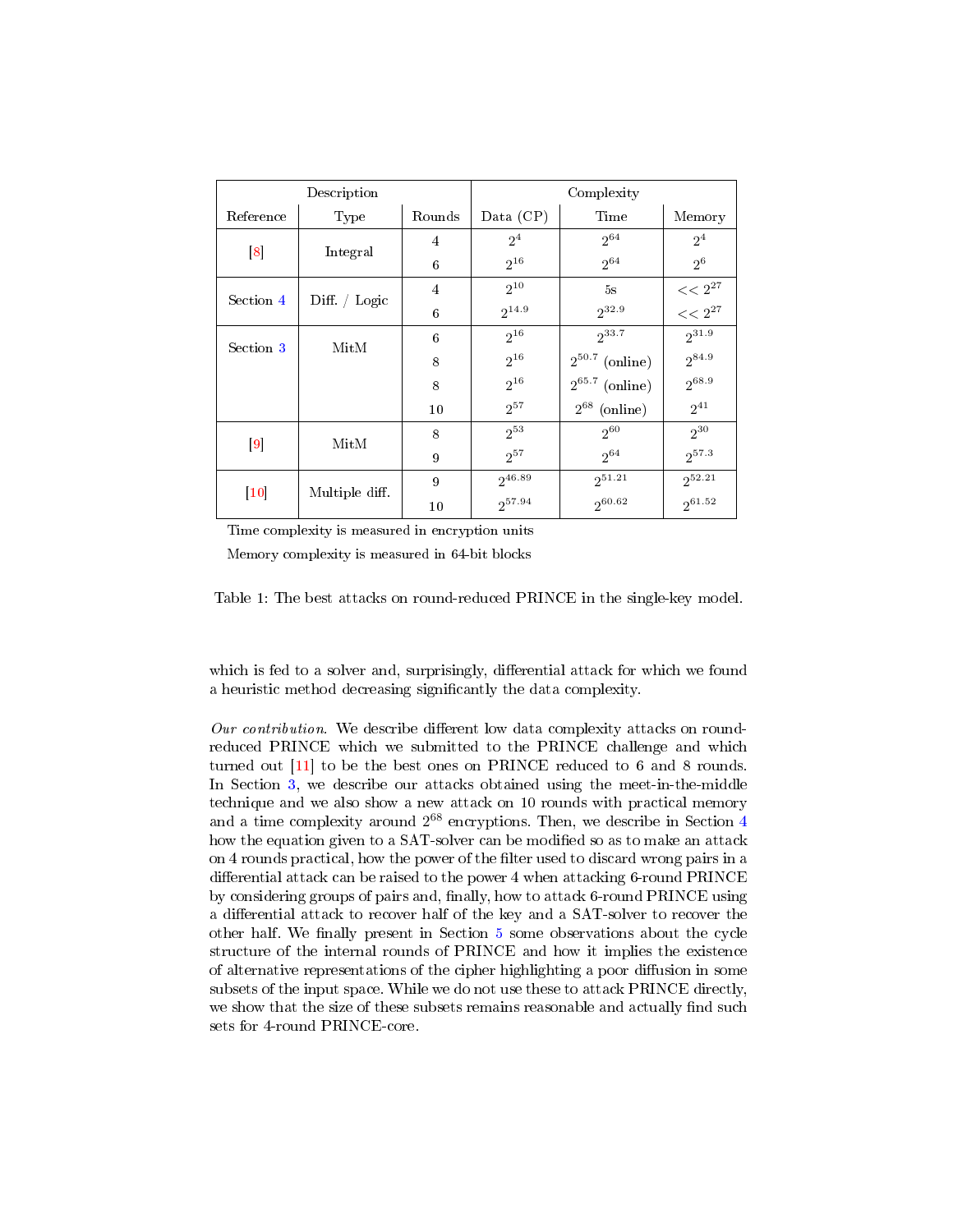| Description | | | Complexity | | |
|---|---|---|---|---|---|
| Reference | Type | Rounds | Data (CP) | Time | Memory |
| [8] | Integral | 4 | $2^4$ | $2^{64}$ | $2^4$ |
| | | 6 | $2^{16}$ | $2^{64}$ | $2^6$ |
| Section 4 | Diff. / Logic | 4 | $2^{10}$ | 5s | $<< 2^{27}$ |
| | | 6 | $2^{14.9}$ | $2^{32.9}$ | $<< 2^{27}$ |
| Section 3 | MitM | 6 | $2^{16}$ | $2^{33.7}$ | $2^{31.9}$ |
| | | 8 | $2^{16}$ | $2^{50.7}$ (online) | $2^{84.9}$ |
| | | 8 | $2^{16}$ | $2^{65.7}$ (online) | $2^{68.9}$ |
| | | 10 | $2^{57}$ | $2^{68}$ (online) | $2^{41}$ |
| [9] | MitM | 8 | $2^{53}$ | $2^{60}$ | $2^{30}$ |
| | | 9 | $2^{57}$ | $2^{64}$ | $2^{57.3}$ |
| [10] | Multiple diff. | 9 | $2^{46.89}$ | $2^{51.21}$ | $2^{52.21}$ |
| | | 10 | $2^{57.94}$ | $2^{60.62}$ | $2^{61.52}$ |

Time complexity is measured in encryption units

Memory complexity is measured in 64-bit blocks

Table 1: The best attacks on round-reduced PRINCE in the single-key model.

which is fed to a solver and, surprisingly, differential attack for which we found a heuristic method decreasing significantly the data complexity.

*Our contribution.* We describe different low data complexity attacks on round-reduced PRINCE which we submitted to the PRINCE challenge and which turned out [11] to be the best ones on PRINCE reduced to 6 and 8 rounds. In Section 3, we describe our attacks obtained using the meet-in-the-middle technique and we also show a new attack on 10 rounds with practical memory and a time complexity around $2^{68}$ encryptions. Then, we describe in Section 4 how the equation given to a SAT-solver can be modified so as to make an attack on 4 rounds practical, how the power of the filter used to discard wrong pairs in a differential attack can be raised to the power 4 when attacking 6-round PRINCE by considering groups of pairs and, finally, how to attack 6-round PRINCE using a differential attack to recover half of the key and a SAT-solver to recover the other half. We finally present in Section 5 some observations about the cycle structure of the internal rounds of PRINCE and how it implies the existence of alternative representations of the cipher highlighting a poor diffusion in some subsets of the input space. While we do not use these to attack PRINCE directly, we show that the size of these subsets remains reasonable and actually find such sets for 4-round PRINCE-core.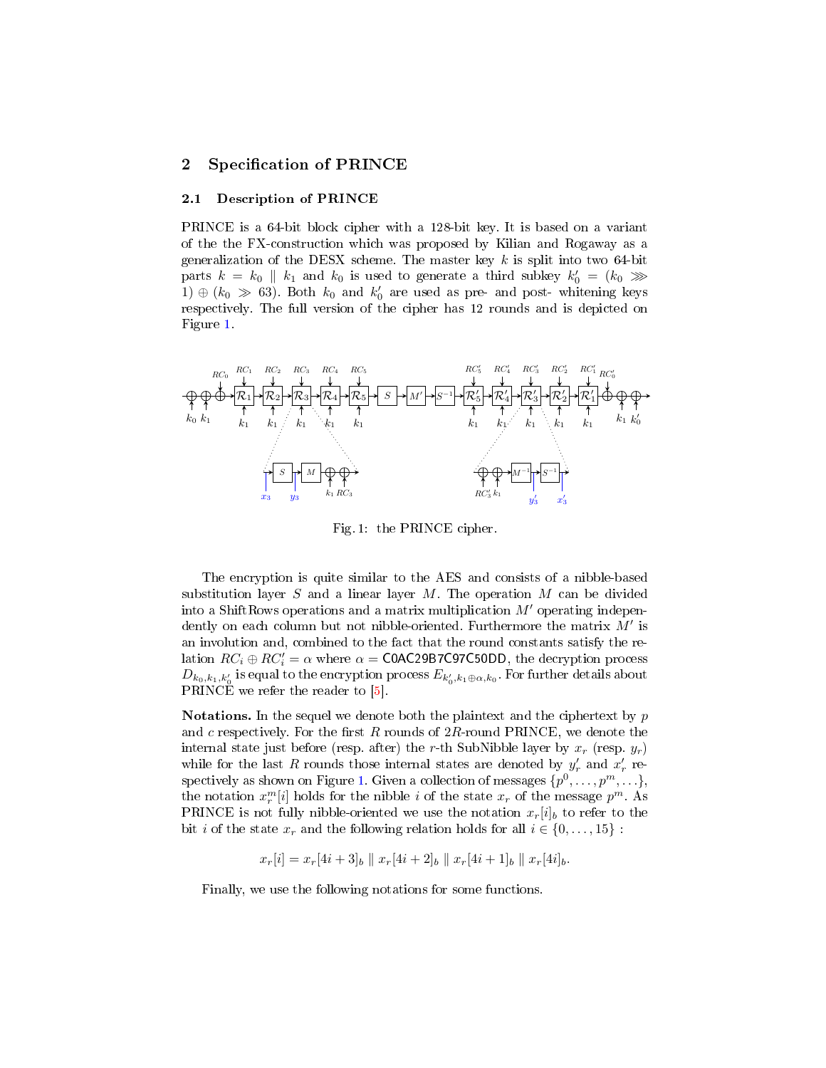## 2 Specification of PRINCE

### 2.1 Description of PRINCE

PRINCE is a 64-bit block cipher with a 128-bit key. It is based on a variant of the the FX-construction which was proposed by Kilian and Rogaway as a generalization of the DESX scheme. The master key $k$ is split into two 64-bit parts $k = k_0 \parallel k_1$ and $k_0$ is used to generate a third subkey $k'_0 = (k_0 \ggg 1) \oplus (k_0 \gg 63)$. Both $k_0$ and $k'_0$ are used as pre- and post- whitening keys respectively. The full version of the cipher has 12 rounds and is depicted on Figure 1.

Fig. 1: the PRINCE cipher.

The encryption is quite similar to the AES and consists of a nibble-based substitution layer $S$ and a linear layer $M$. The operation $M$ can be divided into a ShiftRows operations and a matrix multiplication $M'$ operating independently on each column but not nibble-oriented. Furthermore the matrix $M'$ is an involution and, combined to the fact that the round constants satisfy the relation $RC_i \oplus RC'_i = \alpha$ where $\alpha =$ C0AC29B7C97C50DD, the decryption process $D_{k_0,k_1,k'_0}$ is equal to the encryption process $E_{k'_0,k_1\oplus\alpha,k_0}$. For further details about PRINCE we refer the reader to [5].

**Notations.** In the sequel we denote both the plaintext and the ciphertext by $p$ and $c$ respectively. For the first $R$ rounds of $2R$-round PRINCE, we denote the internal state just before (resp. after) the $r$-th SubNibble layer by $x_r$ (resp. $y_r$) while for the last $R$ rounds those internal states are denoted by $y'_r$ and $x'_r$ respectively as shown on Figure 1. Given a collection of messages $\{p^0, \ldots, p^m, \ldots\}$, the notation $x_r^m[i]$ holds for the nibble $i$ of the state $x_r$ of the message $p^m$. As PRINCE is not fully nibble-oriented we use the notation $x_r[i]_b$ to refer to the bit $i$ of the state $x_r$ and the following relation holds for all $i \in \{0, \ldots, 15\}$ :

$$x_r[i] = x_r[4i+3]_b \parallel x_r[4i+2]_b \parallel x_r[4i+1]_b \parallel x_r[4i]_b.$$

Finally, we use the following notations for some functions.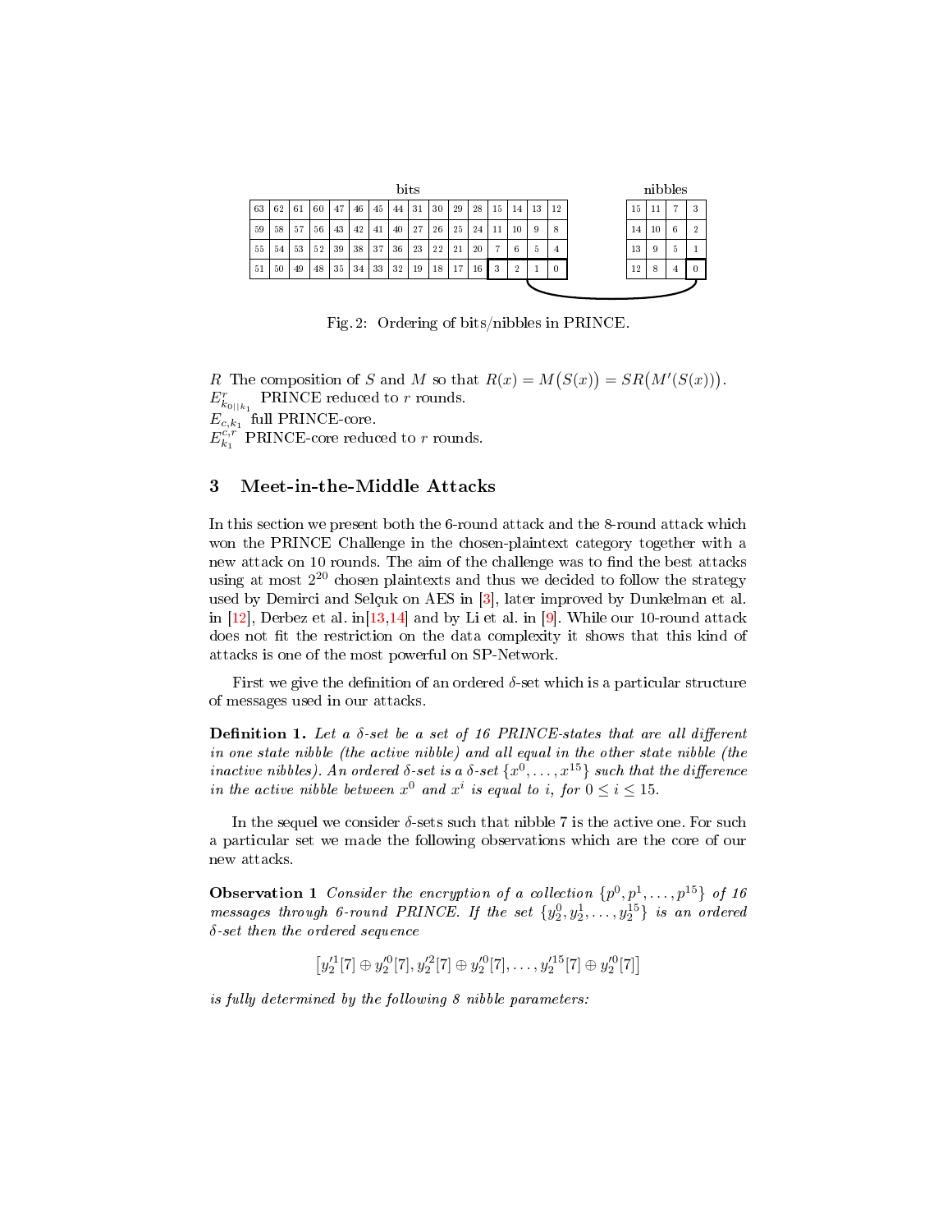| bits | | | | | | | | | | | | | | | |
|---|---|---|---|---|---|---|---|---|---|---|---|---|---|---|---|
| 63 | 62 | 61 | 60 | 47 | 46 | 45 | 44 | 31 | 30 | 29 | 28 | 15 | 14 | 13 | 12 |
| 59 | 58 | 57 | 56 | 43 | 42 | 41 | 40 | 27 | 26 | 25 | 24 | 11 | 10 | 9 | 8 |
| 55 | 54 | 53 | 52 | 39 | 38 | 37 | 36 | 23 | 22 | 21 | 20 | 7 | 6 | 5 | 4 |
| 51 | 50 | 49 | 48 | 35 | 34 | 33 | 32 | 19 | 18 | 17 | 16 | 3 | 2 | 1 | 0 |

| nibbles | | | |
|---|---|---|---|
| 15 | 11 | 7 | 3 |
| 14 | 10 | 6 | 2 |
| 13 | 9 | 5 | 1 |
| 12 | 8 | 4 | 0 |

Fig. 2: Ordering of bits/nibbles in PRINCE.

$R$ The composition of $S$ and $M$ so that $R(x) = M\big(S(x)\big) = SR\big(M'(S(x))\big)$.
$E^r_{k_0||k_1}$ PRINCE reduced to $r$ rounds.
$E_{c,k_1}$ full PRINCE-core.
$E^{c,r}_{k_1}$ PRINCE-core reduced to $r$ rounds.

## 3 Meet-in-the-Middle Attacks

In this section we present both the 6-round attack and the 8-round attack which won the PRINCE Challenge in the chosen-plaintext category together with a new attack on 10 rounds. The aim of the challenge was to find the best attacks using at most $2^{20}$ chosen plaintexts and thus we decided to follow the strategy used by Demirci and Selçuk on AES in [3], later improved by Dunkelman et al. in [12], Derbez et al. in[13,14] and by Li et al. in [9]. While our 10-round attack does not fit the restriction on the data complexity it shows that this kind of attacks is one of the most powerful on SP-Network.

First we give the definition of an ordered $\delta$-set which is a particular structure of messages used in our attacks.

**Definition 1.** *Let a $\delta$-set be a set of 16 PRINCE-states that are all different in one state nibble (the active nibble) and all equal in the other state nibble (the inactive nibbles). An ordered $\delta$-set is a $\delta$-set $\{x^0, \dots, x^{15}\}$ such that the difference in the active nibble between $x^0$ and $x^i$ is equal to $i$, for $0 \leq i \leq 15$.*

In the sequel we consider $\delta$-sets such that nibble 7 is the active one. For such a particular set we made the following observations which are the core of our new attacks.

**Observation 1** *Consider the encryption of a collection $\{p^0, p^1, \dots, p^{15}\}$ of 16 messages through 6-round PRINCE. If the set $\{y^0_2, y^1_2, \dots, y^{15}_2\}$ is an ordered $\delta$-set then the ordered sequence*

$$\left[y'^1_2[7] \oplus y'^0_2[7], y'^2_2[7] \oplus y'^0_2[7], \dots, y'^{15}_2[7] \oplus y'^0_2[7]\right]$$

*is fully determined by the following 8 nibble parameters:*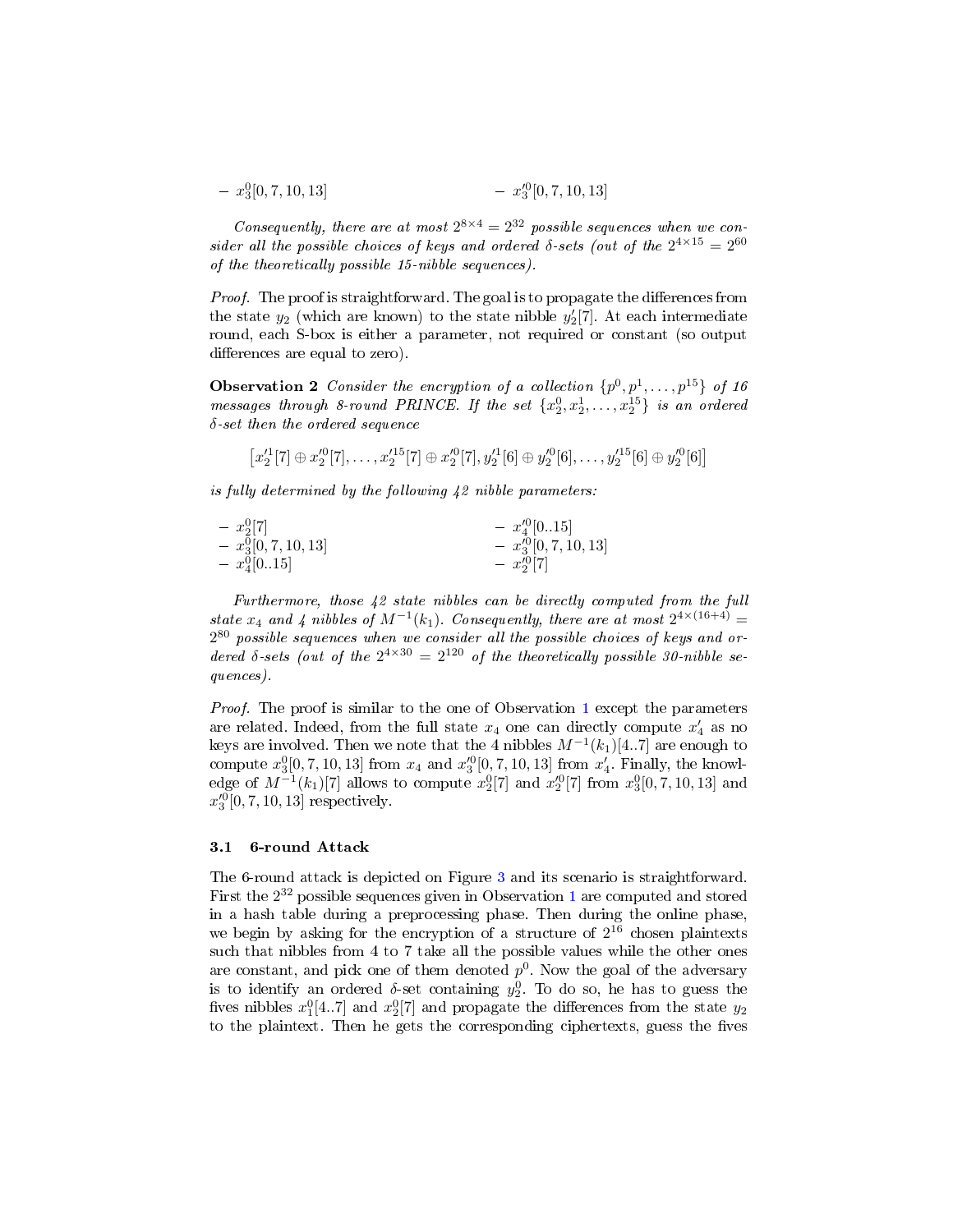– $x_3^0[0,7,10,13]$ – $x_3'^0[0,7,10,13]$

*Consequently, there are at most $2^{8\times 4} = 2^{32}$ possible sequences when we consider all the possible choices of keys and ordered δ-sets (out of the $2^{4\times 15} = 2^{60}$ of the theoretically possible 15-nibble sequences).*

*Proof.* The proof is straightforward. The goal is to propagate the differences from the state $y_2$ (which are known) to the state nibble $y_2'[7]$. At each intermediate round, each S-box is either a parameter, not required or constant (so output differences are equal to zero).

**Observation 2** *Consider the encryption of a collection $\{p^0, p^1, \ldots, p^{15}\}$ of 16 messages through 8-round PRINCE. If the set $\{x_2^0, x_2^1, \ldots, x_2^{15}\}$ is an ordered δ-set then the ordered sequence*

$$\left[x_2'^1[7] \oplus x_2'^0[7], \ldots, x_2'^{15}[7] \oplus x_2'^0[7], y_2'^1[6] \oplus y_2'^0[6], \ldots, y_2'^{15}[6] \oplus y_2'^0[6]\right]$$

*is fully determined by the following 42 nibble parameters:*

- $x_2^0[7]$
- $x_3^0[0,7,10,13]$
- $x_4^0[0..15]$
- $x_4'^0[0..15]$
- $x_3'^0[0,7,10,13]$
- $x_2'^0[7]$

*Furthermore, those 42 state nibbles can be directly computed from the full state $x_4$ and 4 nibbles of $M^{-1}(k_1)$. Consequently, there are at most $2^{4\times(16+4)} = 2^{80}$ possible sequences when we consider all the possible choices of keys and ordered δ-sets (out of the $2^{4\times 30} = 2^{120}$ of the theoretically possible 30-nibble sequences).*

*Proof.* The proof is similar to the one of Observation 1 except the parameters are related. Indeed, from the full state $x_4$ one can directly compute $x_4'$ as no keys are involved. Then we note that the 4 nibbles $M^{-1}(k_1)[4..7]$ are enough to compute $x_3^0[0,7,10,13]$ from $x_4$ and $x_3'^0[0,7,10,13]$ from $x_4'$. Finally, the knowledge of $M^{-1}(k_1)[7]$ allows to compute $x_2^0[7]$ and $x_2'^0[7]$ from $x_3^0[0,7,10,13]$ and $x_3'^0[0,7,10,13]$ respectively.

### 3.1 6-round Attack

The 6-round attack is depicted on Figure 3 and its scenario is straightforward. First the $2^{32}$ possible sequences given in Observation 1 are computed and stored in a hash table during a preprocessing phase. Then during the online phase, we begin by asking for the encryption of a structure of $2^{16}$ chosen plaintexts such that nibbles from 4 to 7 take all the possible values while the other ones are constant, and pick one of them denoted $p^0$. Now the goal of the adversary is to identify an ordered δ-set containing $y_2^0$. To do so, he has to guess the fives nibbles $x_1^0[4..7]$ and $x_2^0[7]$ and propagate the differences from the state $y_2$ to the plaintext. Then he gets the corresponding ciphertexts, guess the fives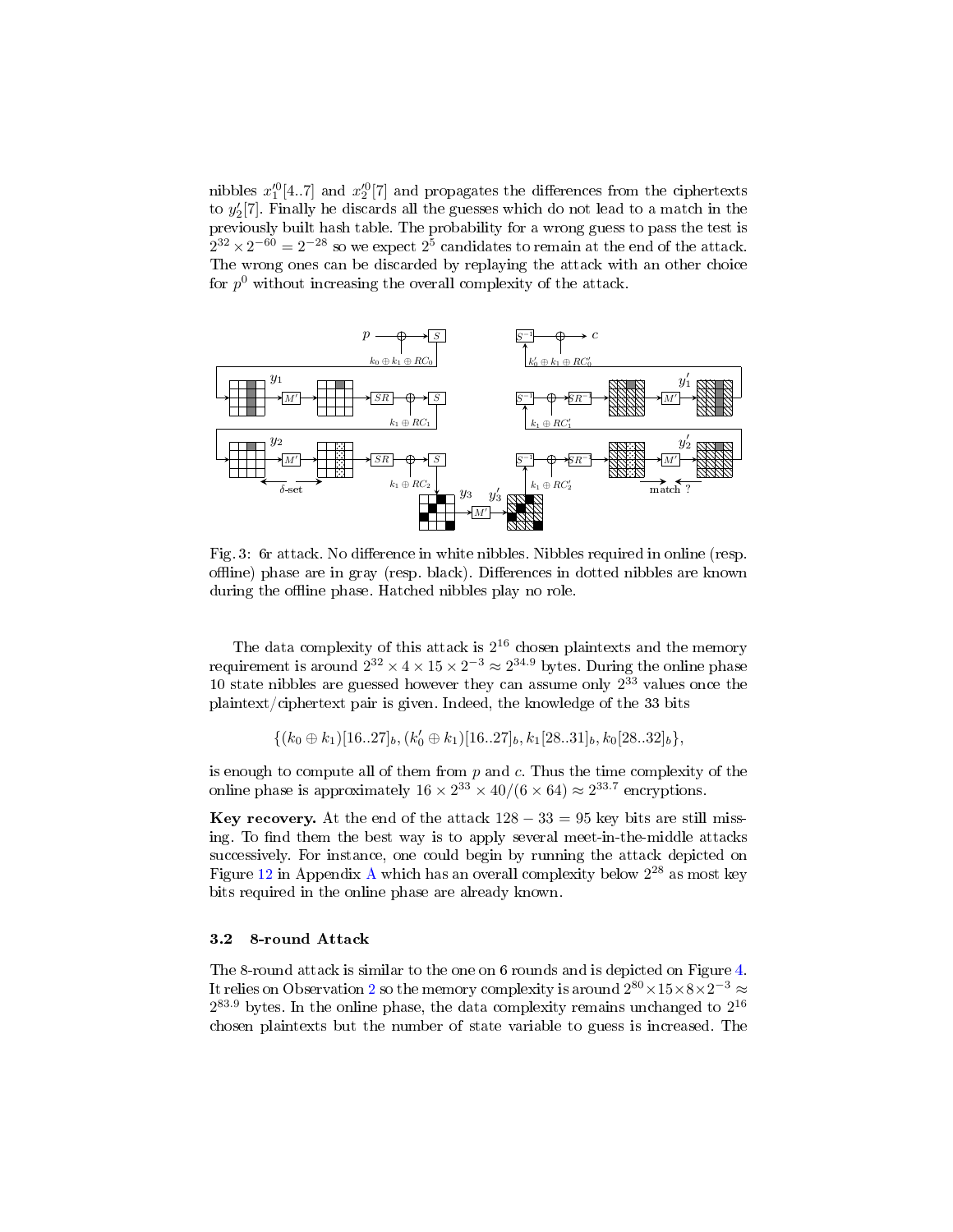nibbles $x_1'^0[4..7]$ and $x_2'^0[7]$ and propagates the differences from the ciphertexts to $y_2'[7]$. Finally he discards all the guesses which do not lead to a match in the previously built hash table. The probability for a wrong guess to pass the test is $2^{32} \times 2^{-60} = 2^{-28}$ so we expect $2^5$ candidates to remain at the end of the attack. The wrong ones can be discarded by replaying the attack with an other choice for $p^0$ without increasing the overall complexity of the attack.

Fig. 3: 6r attack. No difference in white nibbles. Nibbles required in online (resp. offline) phase are in gray (resp. black). Differences in dotted nibbles are known during the offline phase. Hatched nibbles play no role.

The data complexity of this attack is $2^{16}$ chosen plaintexts and the memory requirement is around $2^{32} \times 4 \times 15 \times 2^{-3} \approx 2^{34.9}$ bytes. During the online phase 10 state nibbles are guessed however they can assume only $2^{33}$ values once the plaintext/ciphertext pair is given. Indeed, the knowledge of the 33 bits

$$\{(k_0 \oplus k_1)[16..27]_b, (k_0' \oplus k_1)[16..27]_b, k_1[28..31]_b, k_0[28..32]_b\},$$

is enough to compute all of them from $p$ and $c$. Thus the time complexity of the online phase is approximately $16 \times 2^{33} \times 40/(6 \times 64) \approx 2^{33.7}$ encryptions.

**Key recovery.** At the end of the attack $128 - 33 = 95$ key bits are still missing. To find them the best way is to apply several meet-in-the-middle attacks successively. For instance, one could begin by running the attack depicted on Figure 12 in Appendix A which has an overall complexity below $2^{28}$ as most key bits required in the online phase are already known.

### 3.2 8-round Attack

The 8-round attack is similar to the one on 6 rounds and is depicted on Figure 4. It relies on Observation 2 so the memory complexity is around $2^{80} \times 15 \times 8 \times 2^{-3} \approx 2^{83.9}$ bytes. In the online phase, the data complexity remains unchanged to $2^{16}$ chosen plaintexts but the number of state variable to guess is increased. The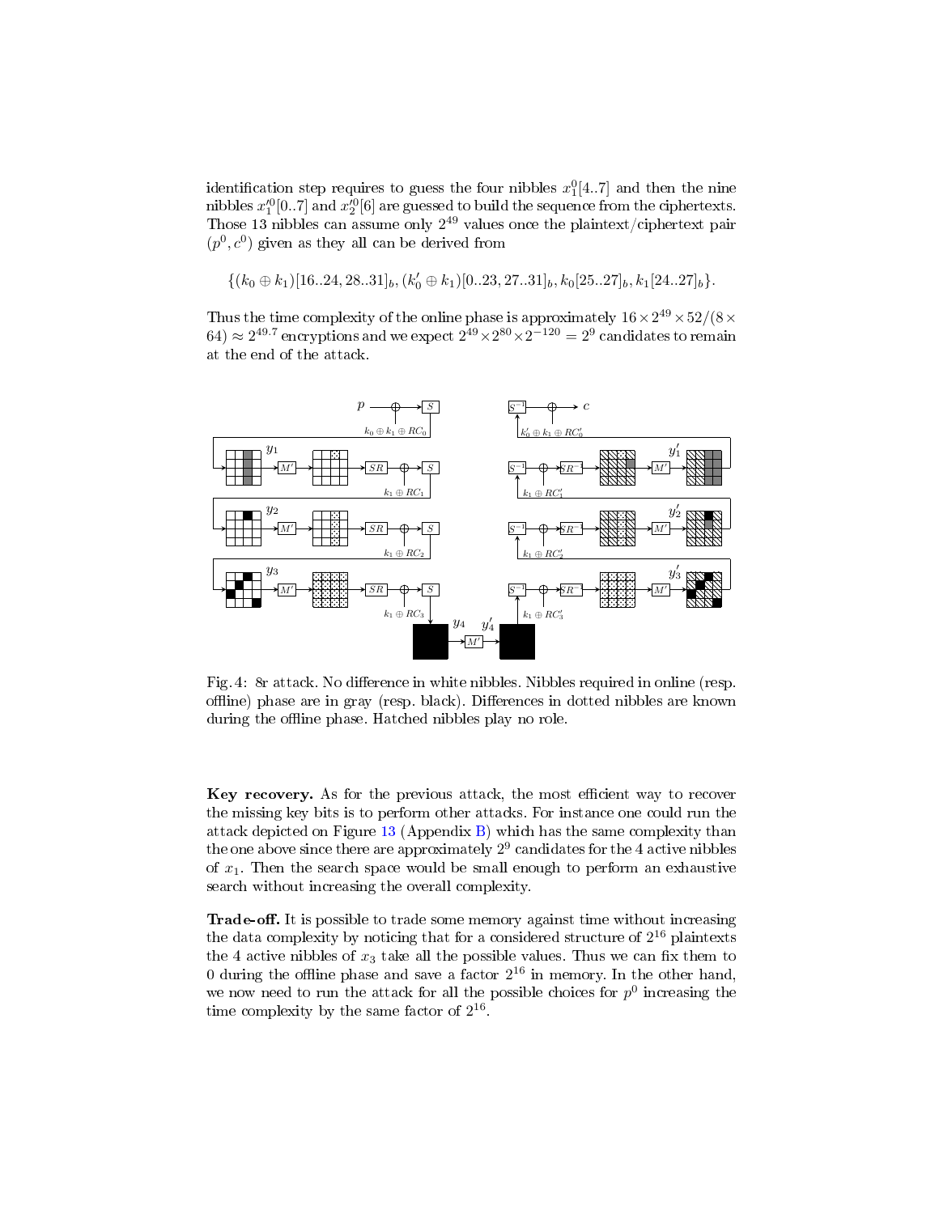identification step requires to guess the four nibbles $x_1^0[4..7]$ and then the nine nibbles $x_1'^0[0..7]$ and $x_2'^0[6]$ are guessed to build the sequence from the ciphertexts. Those 13 nibbles can assume only $2^{49}$ values once the plaintext/ciphertext pair $(p^0, c^0)$ given as they all can be derived from

$$\{(k_0 \oplus k_1)[16..24, 28..31]_b, (k_0' \oplus k_1)[0..23, 27..31]_b, k_0[25..27]_b, k_1[24..27]_b\}.$$

Thus the time complexity of the online phase is approximately $16 \times 2^{49} \times 52/(8 \times 64) \approx 2^{49.7}$ encryptions and we expect $2^{49} \times 2^{80} \times 2^{-120} = 2^9$ candidates to remain at the end of the attack.

Fig. 4: 8r attack. No difference in white nibbles. Nibbles required in online (resp. offline) phase are in gray (resp. black). Differences in dotted nibbles are known during the offline phase. Hatched nibbles play no role.

**Key recovery.** As for the previous attack, the most efficient way to recover the missing key bits is to perform other attacks. For instance one could run the attack depicted on Figure 13 (Appendix B) which has the same complexity than the one above since there are approximately $2^9$ candidates for the 4 active nibbles of $x_1$. Then the search space would be small enough to perform an exhaustive search without increasing the overall complexity.

**Trade-off.** It is possible to trade some memory against time without increasing the data complexity by noticing that for a considered structure of $2^{16}$ plaintexts the 4 active nibbles of $x_3$ take all the possible values. Thus we can fix them to 0 during the offline phase and save a factor $2^{16}$ in memory. In the other hand, we now need to run the attack for all the possible choices for $p^0$ increasing the time complexity by the same factor of $2^{16}$.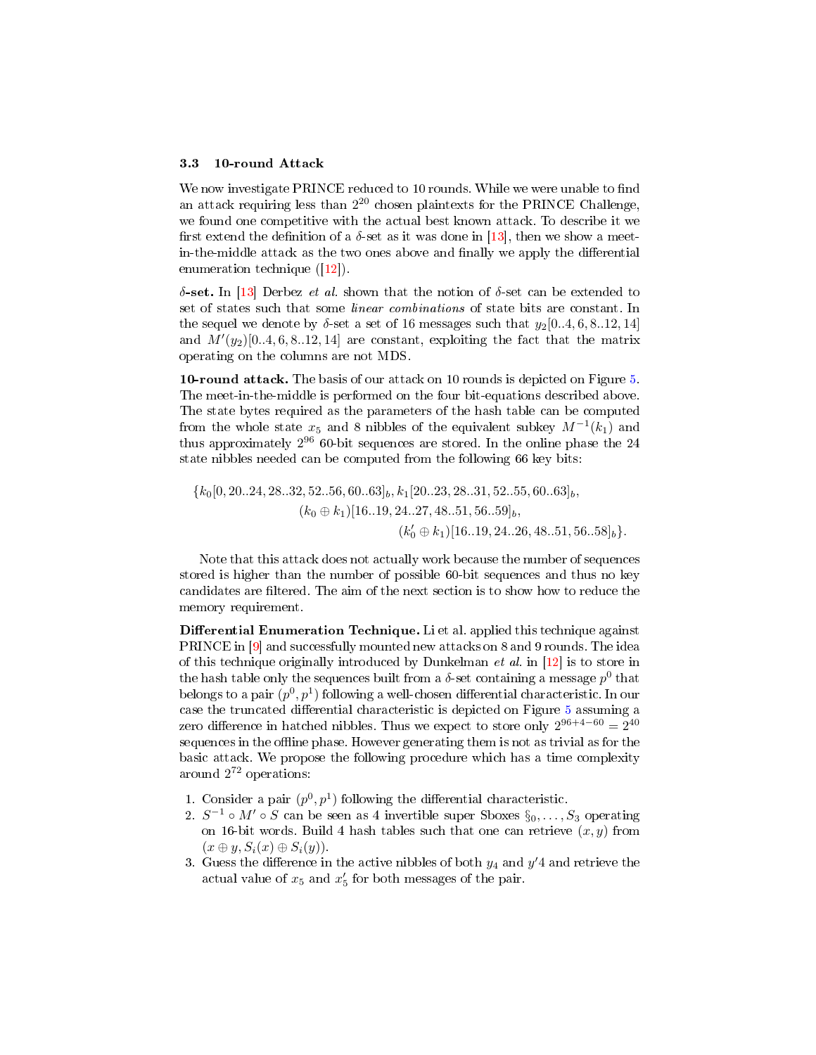### 3.3 10-round Attack

We now investigate PRINCE reduced to 10 rounds. While we were unable to find an attack requiring less than $2^{20}$ chosen plaintexts for the PRINCE Challenge, we found one competitive with the actual best known attack. To describe it we first extend the definition of a $\delta$-set as it was done in [13], then we show a meet-in-the-middle attack as the two ones above and finally we apply the differential enumeration technique ([12]).

**$\delta$-set.** In [13] Derbez *et al.* shown that the notion of $\delta$-set can be extended to set of states such that some *linear combinations* of state bits are constant. In the sequel we denote by $\delta$-set a set of 16 messages such that $y_2[0..4, 6, 8..12, 14]$ and $M'(y_2)[0..4, 6, 8..12, 14]$ are constant, exploiting the fact that the matrix operating on the columns are not MDS.

**10-round attack.** The basis of our attack on 10 rounds is depicted on Figure 5. The meet-in-the-middle is performed on the four bit-equations described above. The state bytes required as the parameters of the hash table can be computed from the whole state $x_5$ and 8 nibbles of the equivalent subkey $M^{-1}(k_1)$ and thus approximately $2^{96}$ 60-bit sequences are stored. In the online phase the 24 state nibbles needed can be computed from the following 66 key bits:

$$\{k_0[0, 20..24, 28..32, 52..56, 60..63]_b, k_1[20..23, 28..31, 52..55, 60..63]_b,$$
$$(k_0 \oplus k_1)[16..19, 24..27, 48..51, 56..59]_b,$$
$$(k_0' \oplus k_1)[16..19, 24..26, 48..51, 56..58]_b\}.$$

Note that this attack does not actually work because the number of sequences stored is higher than the number of possible 60-bit sequences and thus no key candidates are filtered. The aim of the next section is to show how to reduce the memory requirement.

**Differential Enumeration Technique.** Li et al. applied this technique against PRINCE in [9] and successfully mounted new attacks on 8 and 9 rounds. The idea of this technique originally introduced by Dunkelman *et al.* in [12] is to store in the hash table only the sequences built from a $\delta$-set containing a message $p^0$ that belongs to a pair $(p^0, p^1)$ following a well-chosen differential characteristic. In our case the truncated differential characteristic is depicted on Figure 5 assuming a zero difference in hatched nibbles. Thus we expect to store only $2^{96+4-60} = 2^{40}$ sequences in the offline phase. However generating them is not as trivial as for the basic attack. We propose the following procedure which has a time complexity around $2^{72}$ operations:

1. Consider a pair $(p^0, p^1)$ following the differential characteristic.
2. $S^{-1} \circ M' \circ S$ can be seen as 4 invertible super Sboxes $\S_0, \ldots, S_3$ operating on 16-bit words. Build 4 hash tables such that one can retrieve $(x, y)$ from $(x \oplus y, S_i(x) \oplus S_i(y))$.
3. Guess the difference in the active nibbles of both $y_4$ and $y'4$ and retrieve the actual value of $x_5$ and $x_5'$ for both messages of the pair.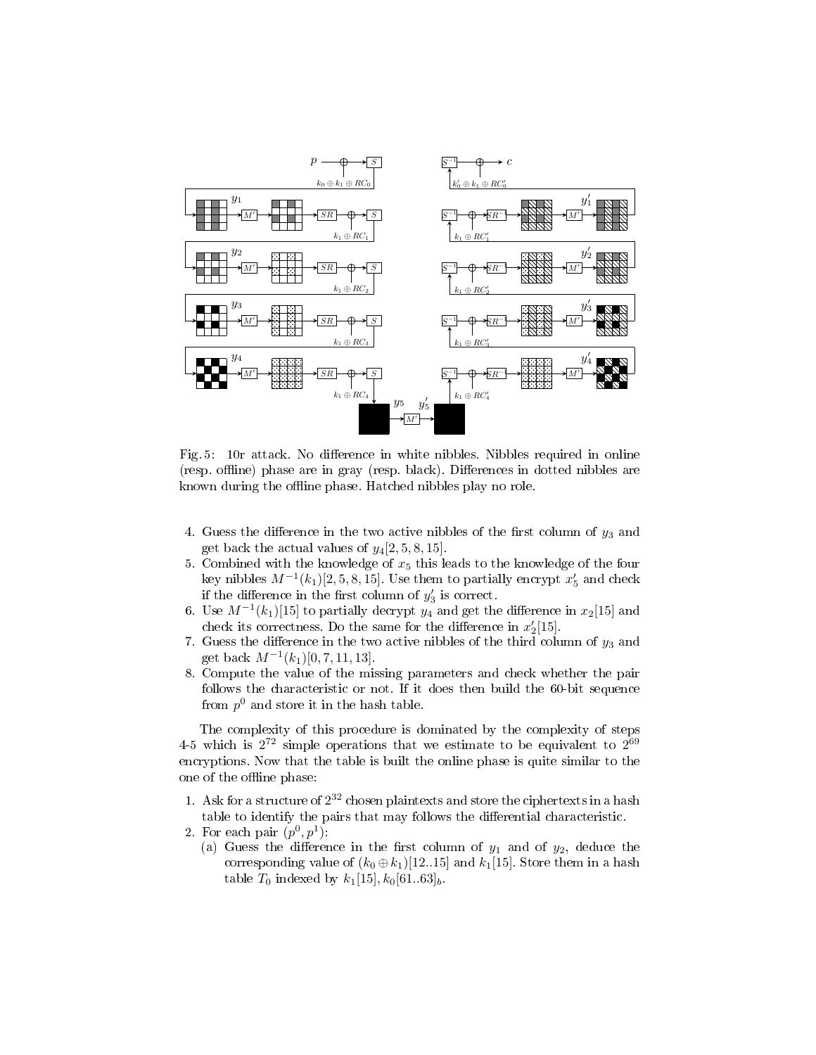Fig. 5: 10r attack. No difference in white nibbles. Nibbles required in online (resp. offline) phase are in gray (resp. black). Differences in dotted nibbles are known during the offline phase. Hatched nibbles play no role.

4. Guess the difference in the two active nibbles of the first column of $y_3$ and get back the actual values of $y_4[2, 5, 8, 15]$.
5. Combined with the knowledge of $x_5$ this leads to the knowledge of the four key nibbles $M^{-1}(k_1)[2, 5, 8, 15]$. Use them to partially encrypt $x'_5$ and check if the difference in the first column of $y'_3$ is correct.
6. Use $M^{-1}(k_1)[15]$ to partially decrypt $y_4$ and get the difference in $x_2[15]$ and check its correctness. Do the same for the difference in $x'_2[15]$.
7. Guess the difference in the two active nibbles of the third column of $y_3$ and get back $M^{-1}(k_1)[0, 7, 11, 13]$.
8. Compute the value of the missing parameters and check whether the pair follows the characteristic or not. If it does then build the 60-bit sequence from $p^0$ and store it in the hash table.

The complexity of this procedure is dominated by the complexity of steps 4-5 which is $2^{72}$ simple operations that we estimate to be equivalent to $2^{69}$ encryptions. Now that the table is built the online phase is quite similar to the one of the offline phase:

1. Ask for a structure of $2^{32}$ chosen plaintexts and store the ciphertexts in a hash table to identify the pairs that may follows the differential characteristic.
2. For each pair $(p^0, p^1)$:
   (a) Guess the difference in the first column of $y_1$ and of $y_2$, deduce the corresponding value of $(k_0 \oplus k_1)[12..15]$ and $k_1[15]$. Store them in a hash table $T_0$ indexed by $k_1[15], k_0[61..63]_b$.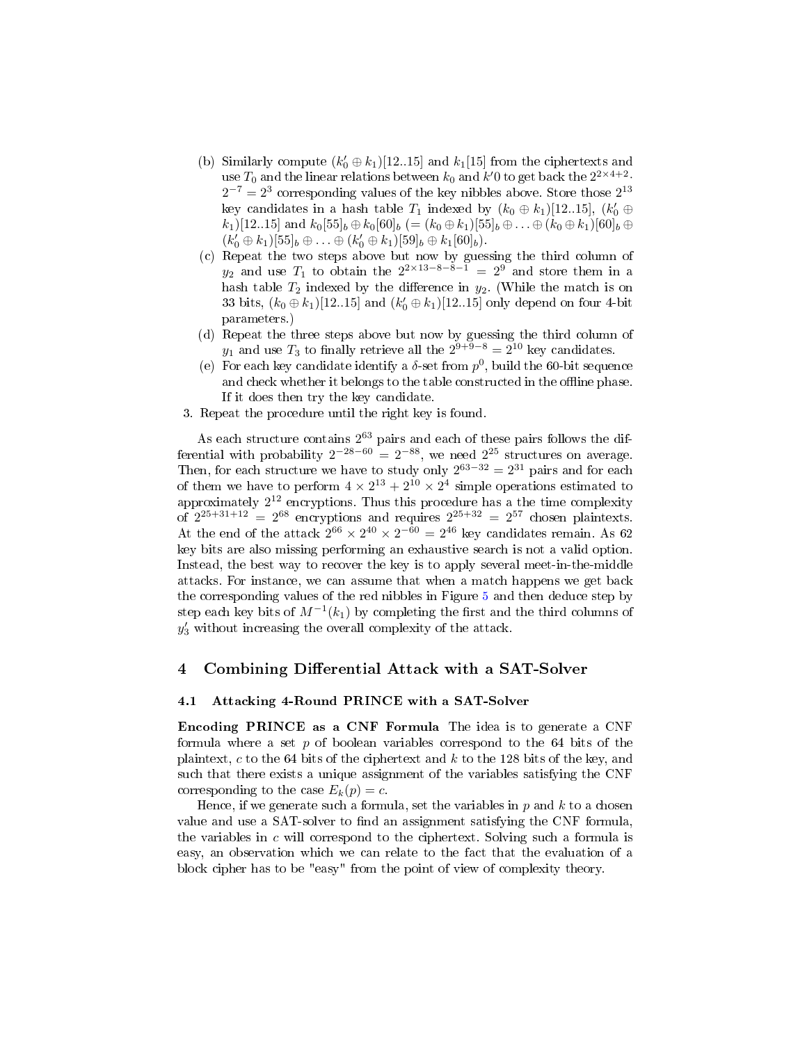(b) Similarly compute $(k'_0 \oplus k_1)[12..15]$ and $k_1[15]$ from the ciphertexts and use $T_0$ and the linear relations between $k_0$ and $k'0$ to get back the $2^{2\times 4+2} \cdot 2^{-7} = 2^3$ corresponding values of the key nibbles above. Store those $2^{13}$ key candidates in a hash table $T_1$ indexed by $(k_0 \oplus k_1)[12..15]$, $(k'_0 \oplus k_1)[12..15]$ and $k_0[55]_b \oplus k_0[60]_b$ $(= (k_0 \oplus k_1)[55]_b \oplus \ldots \oplus (k_0 \oplus k_1)[60]_b \oplus (k'_0 \oplus k_1)[55]_b \oplus \ldots \oplus (k'_0 \oplus k_1)[59]_b \oplus k_1[60]_b)$.

(c) Repeat the two steps above but now by guessing the third column of $y_2$ and use $T_1$ to obtain the $2^{2\times 13-8-8-1} = 2^9$ and store them in a hash table $T_2$ indexed by the difference in $y_2$. (While the match is on 33 bits, $(k_0 \oplus k_1)[12..15]$ and $(k'_0 \oplus k_1)[12..15]$ only depend on four 4-bit parameters.)

(d) Repeat the three steps above but now by guessing the third column of $y_1$ and use $T_3$ to finally retrieve all the $2^{9+9-8} = 2^{10}$ key candidates.

(e) For each key candidate identify a $\delta$-set from $p^0$, build the 60-bit sequence and check whether it belongs to the table constructed in the offline phase. If it does then try the key candidate.

3. Repeat the procedure until the right key is found.

As each structure contains $2^{63}$ pairs and each of these pairs follows the differential with probability $2^{-28-60} = 2^{-88}$, we need $2^{25}$ structures on average. Then, for each structure we have to study only $2^{63-32} = 2^{31}$ pairs and for each of them we have to perform $4 \times 2^{13} + 2^{10} \times 2^4$ simple operations estimated to approximately $2^{12}$ encryptions. Thus this procedure has a the time complexity of $2^{25+31+12} = 2^{68}$ encryptions and requires $2^{25+32} = 2^{57}$ chosen plaintexts. At the end of the attack $2^{66} \times 2^{40} \times 2^{-60} = 2^{46}$ key candidates remain. As 62 key bits are also missing performing an exhaustive search is not a valid option. Instead, the best way to recover the key is to apply several meet-in-the-middle attacks. For instance, we can assume that when a match happens we get back the corresponding values of the red nibbles in Figure 5 and then deduce step by step each key bits of $M^{-1}(k_1)$ by completing the first and the third columns of $y'_3$ without increasing the overall complexity of the attack.

## 4 Combining Differential Attack with a SAT-Solver

### 4.1 Attacking 4-Round PRINCE with a SAT-Solver

**Encoding PRINCE as a CNF Formula** The idea is to generate a CNF formula where a set $p$ of boolean variables correspond to the 64 bits of the plaintext, $c$ to the 64 bits of the ciphertext and $k$ to the 128 bits of the key, and such that there exists a unique assignment of the variables satisfying the CNF corresponding to the case $E_k(p) = c$.

Hence, if we generate such a formula, set the variables in $p$ and $k$ to a chosen value and use a SAT-solver to find an assignment satisfying the CNF formula, the variables in $c$ will correspond to the ciphertext. Solving such a formula is easy, an observation which we can relate to the fact that the evaluation of a block cipher has to be "easy" from the point of view of complexity theory.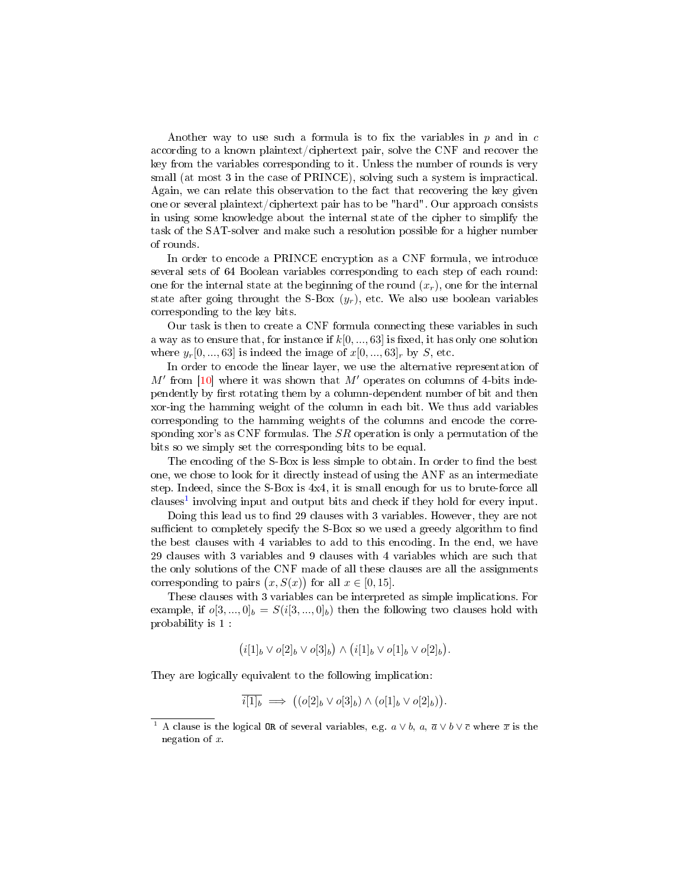Another way to use such a formula is to fix the variables in $p$ and in $c$ according to a known plaintext/ciphertext pair, solve the CNF and recover the key from the variables corresponding to it. Unless the number of rounds is very small (at most 3 in the case of PRINCE), solving such a system is impractical. Again, we can relate this observation to the fact that recovering the key given one or several plaintext/ciphertext pair has to be "hard". Our approach consists in using some knowledge about the internal state of the cipher to simplify the task of the SAT-solver and make such a resolution possible for a higher number of rounds.

In order to encode a PRINCE encryption as a CNF formula, we introduce several sets of 64 Boolean variables corresponding to each step of each round: one for the internal state at the beginning of the round ($x_r$), one for the internal state after going throught the S-Box ($y_r$), etc. We also use boolean variables corresponding to the key bits.

Our task is then to create a CNF formula connecting these variables in such a way as to ensure that, for instance if $k[0,...,63]$ is fixed, it has only one solution where $y_r[0,...,63]$ is indeed the image of $x[0,...,63]_r$ by $S$, etc.

In order to encode the linear layer, we use the alternative representation of $M'$ from [10] where it was shown that $M'$ operates on columns of 4-bits independently by first rotating them by a column-dependent number of bit and then xor-ing the hamming weight of the column in each bit. We thus add variables corresponding to the hamming weights of the columns and encode the corresponding xor's as CNF formulas. The $SR$ operation is only a permutation of the bits so we simply set the corresponding bits to be equal.

The encoding of the S-Box is less simple to obtain. In order to find the best one, we chose to look for it directly instead of using the ANF as an intermediate step. Indeed, since the S-Box is 4x4, it is small enough for us to brute-force all clauses[1] involving input and output bits and check if they hold for every input.

Doing this lead us to find 29 clauses with 3 variables. However, they are not sufficient to completely specify the S-Box so we used a greedy algorithm to find the best clauses with 4 variables to add to this encoding. In the end, we have 29 clauses with 3 variables and 9 clauses with 4 variables which are such that the only solutions of the CNF made of all these clauses are all the assignments corresponding to pairs $\big(x, S(x)\big)$ for all $x \in [0, 15]$.

These clauses with 3 variables can be interpreted as simple implications. For example, if $o[3,...,0]_b = S(i[3,...,0]_b)$ then the following two clauses hold with probability is 1 :

$$\big(i[1]_b \vee o[2]_b \vee o[3]_b\big) \wedge \big(i[1]_b \vee o[1]_b \vee o[2]_b\big).$$

They are logically equivalent to the following implication:

$$\overline{i[1]_b} \implies \big((o[2]_b \vee o[3]_b) \wedge (o[1]_b \vee o[2]_b)\big).$$

[1] A clause is the logical `OR` of several variables, e.g. $a \vee b$, $a$, $\overline{a} \vee b \vee \overline{c}$ where $\overline{x}$ is the negation of $x$.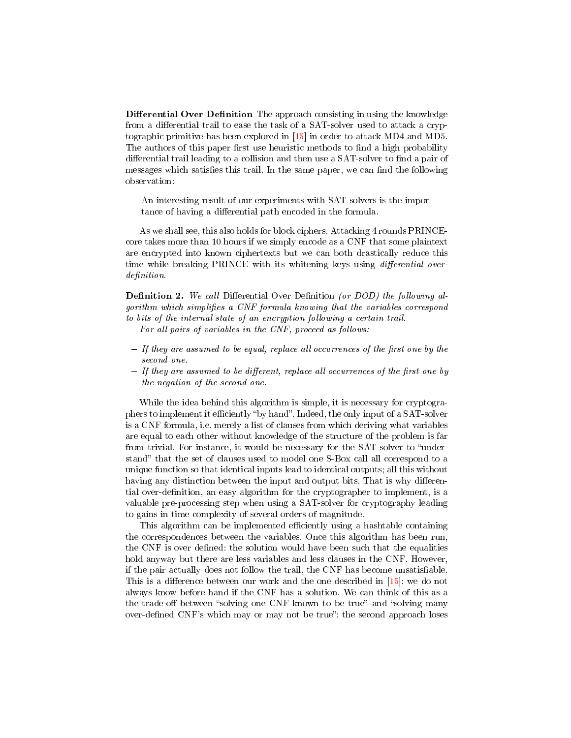**Differential Over Definition** The approach consisting in using the knowledge from a differential trail to ease the task of a SAT-solver used to attack a cryptographic primitive has been explored in [15] in order to attack MD4 and MD5. The authors of this paper first use heuristic methods to find a high probability differential trail leading to a collision and then use a SAT-solver to find a pair of messages which satisfies this trail. In the same paper, we can find the following observation:

> An interesting result of our experiments with SAT solvers is the importance of having a differential path encoded in the formula.

As we shall see, this also holds for block ciphers. Attacking 4 rounds PRINCE-core takes more than 10 hours if we simply encode as a CNF that some plaintext are encrypted into known ciphertexts but we can both drastically reduce this time while breaking PRINCE with its whitening keys using *differential over-definition*.

**Definition 2.** *We call* Differential Over Definition *(or DOD) the following algorithm which simplifies a CNF formula knowing that the variables correspond to bits of the internal state of an encryption following a certain trail.*

*For all pairs of variables in the CNF, proceed as follows:*

- *If they are assumed to be equal, replace all occurrences of the first one by the second one.*
- *If they are assumed to be different, replace all occurrences of the first one by the negation of the second one.*

While the idea behind this algorithm is simple, it is necessary for cryptographers to implement it efficiently "by hand". Indeed, the only input of a SAT-solver is a CNF formula, i.e. merely a list of clauses from which deriving what variables are equal to each other without knowledge of the structure of the problem is far from trivial. For instance, it would be necessary for the SAT-solver to "understand" that the set of clauses used to model one S-Box call all correspond to a unique function so that identical inputs lead to identical outputs; all this without having any distinction between the input and output bits. That is why differential over-definition, an easy algorithm for the cryptographer to implement, is a valuable pre-processing step when using a SAT-solver for cryptography leading to gains in time complexity of several orders of magnitude.

This algorithm can be implemented efficiently using a hashtable containing the correspondences between the variables. Once this algorithm has been run, the CNF is over defined: the solution would have been such that the equalities hold anyway but there are less variables and less clauses in the CNF. However, if the pair actually does not follow the trail, the CNF has become unsatisfiable. This is a difference between our work and the one described in [15]: we do not always know before hand if the CNF has a solution. We can think of this as a the trade-off between "solving one CNF known to be true" and "solving many over-defined CNF's which may or may not be true": the second approach loses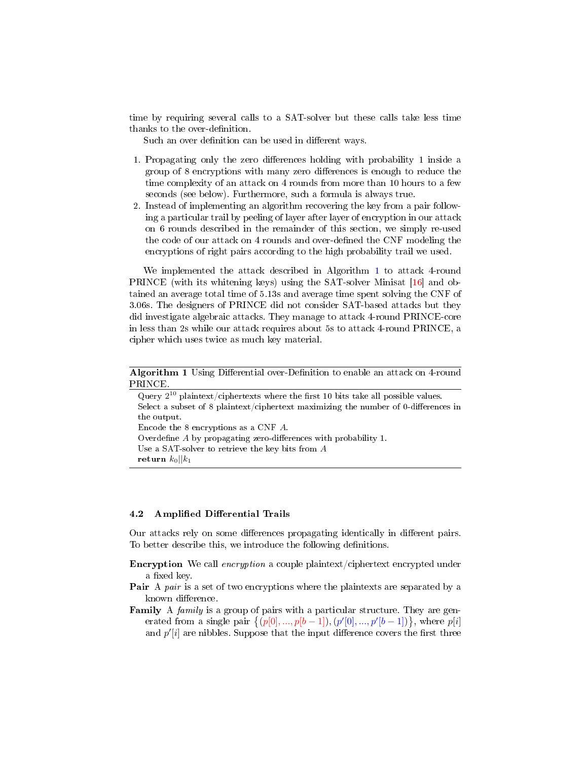time by requiring several calls to a SAT-solver but these calls take less time thanks to the over-definition.

Such an over definition can be used in different ways.

1. Propagating only the zero differences holding with probability 1 inside a group of 8 encryptions with many zero differences is enough to reduce the time complexity of an attack on 4 rounds from more than 10 hours to a few seconds (see below). Furthermore, such a formula is always true.
2. Instead of implementing an algorithm recovering the key from a pair following a particular trail by peeling of layer after layer of encryption in our attack on 6 rounds described in the remainder of this section, we simply re-used the code of our attack on 4 rounds and over-defined the CNF modeling the encryptions of right pairs according to the high probability trail we used.

We implemented the attack described in Algorithm 1 to attack 4-round PRINCE (with its whitening keys) using the SAT-solver Minisat [16] and obtained an average total time of 5.13s and average time spent solving the CNF of 3.06s. The designers of PRINCE did not consider SAT-based attacks but they did investigate algebraic attacks. They manage to attack 4-round PRINCE-core in less than 2s while our attack requires about 5s to attack 4-round PRINCE, a cipher which uses twice as much key material.

**Algorithm 1** Using Differential over-Definition to enable an attack on 4-round PRINCE.

```
Query 2^10 plaintext/ciphertexts where the first 10 bits take all possible values.
Select a subset of 8 plaintext/ciphertext maximizing the number of 0-differences in
the output.
Encode the 8 encryptions as a CNF A.
Overdefine A by propagating zero-differences with probability 1.
Use a SAT-solver to retrieve the key bits from A
return k0||k1
```

### 4.2 Amplified Differential Trails

Our attacks rely on some differences propagating identically in different pairs. To better describe this, we introduce the following definitions.

**Encryption** We call *encryption* a couple plaintext/ciphertext encrypted under a fixed key.

**Pair** A *pair* is a set of two encryptions where the plaintexts are separated by a known difference.

**Family** A *family* is a group of pairs with a particular structure. They are generated from a single pair $\{(p[0], ..., p[b-1]), (p'[0], ..., p'[b-1])\}$, where $p[i]$ and $p'[i]$ are nibbles. Suppose that the input difference covers the first three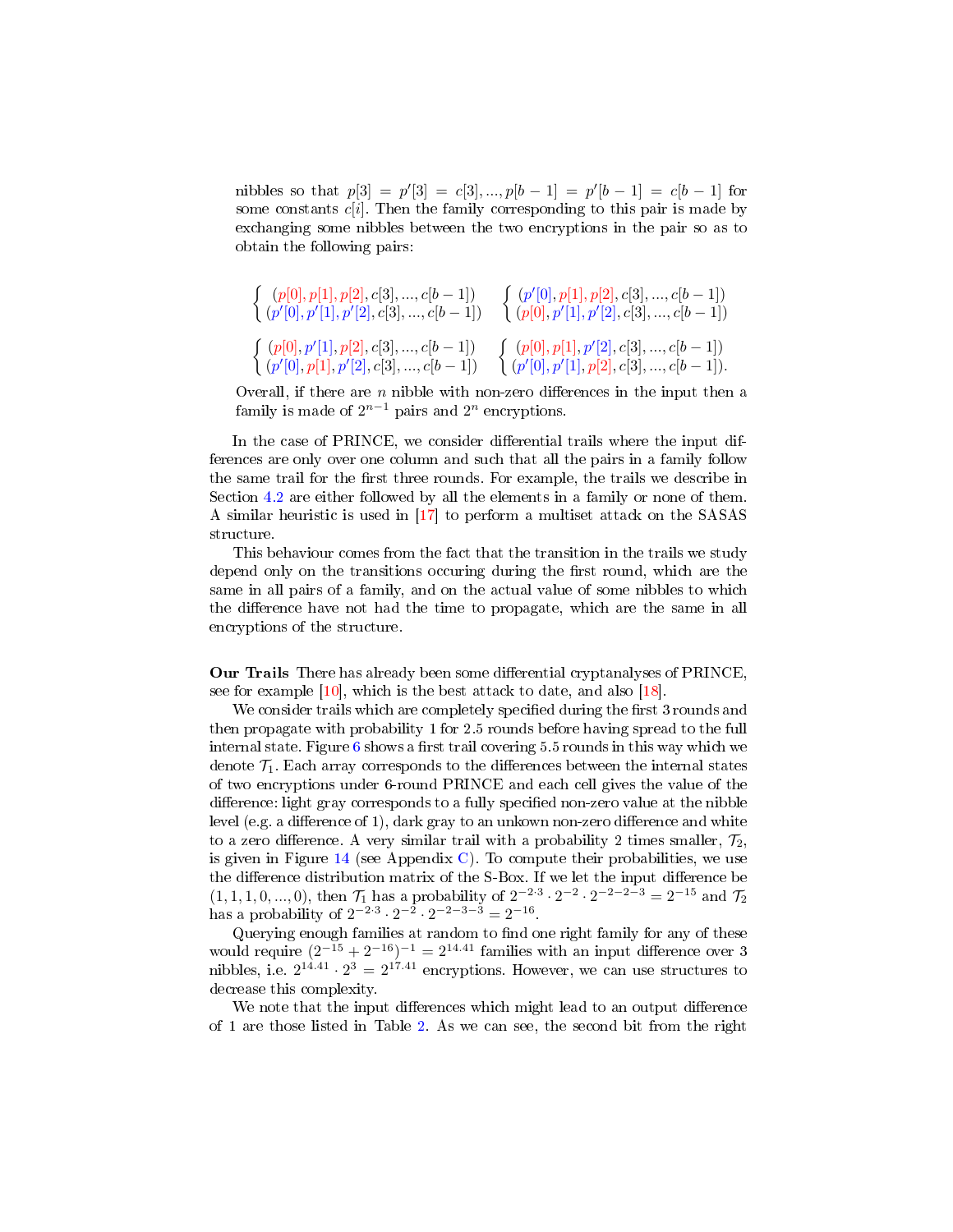nibbles so that $p[3] = p'[3] = c[3], ..., p[b-1] = p'[b-1] = c[b-1]$ for some constants $c[i]$. Then the family corresponding to this pair is made by exchanging some nibbles between the two encryptions in the pair so as to obtain the following pairs:

$$\begin{cases} (p[0], p[1], p[2], c[3], ..., c[b-1]) \\ (p'[0], p'[1], p'[2], c[3], ..., c[b-1]) \end{cases} \quad \begin{cases} (p'[0], p[1], p[2], c[3], ..., c[b-1]) \\ (p[0], p'[1], p'[2], c[3], ..., c[b-1]) \end{cases}$$

$$\begin{cases} (p[0], p'[1], p[2], c[3], ..., c[b-1]) \\ (p'[0], p[1], p'[2], c[3], ..., c[b-1]) \end{cases} \quad \begin{cases} (p[0], p[1], p'[2], c[3], ..., c[b-1]) \\ (p'[0], p'[1], p[2], c[3], ..., c[b-1]). \end{cases}$$

Overall, if there are $n$ nibble with non-zero differences in the input then a family is made of $2^{n-1}$ pairs and $2^n$ encryptions.

In the case of PRINCE, we consider differential trails where the input differences are only over one column and such that all the pairs in a family follow the same trail for the first three rounds. For example, the trails we describe in Section 4.2 are either followed by all the elements in a family or none of them. A similar heuristic is used in [17] to perform a multiset attack on the SASAS structure.

This behaviour comes from the fact that the transition in the trails we study depend only on the transitions occuring during the first round, which are the same in all pairs of a family, and on the actual value of some nibbles to which the difference have not had the time to propagate, which are the same in all encryptions of the structure.

**Our Trails** There has already been some differential cryptanalyses of PRINCE, see for example [10], which is the best attack to date, and also [18].

We consider trails which are completely specified during the first 3 rounds and then propagate with probability 1 for 2.5 rounds before having spread to the full internal state. Figure 6 shows a first trail covering 5.5 rounds in this way which we denote $\mathcal{T}_1$. Each array corresponds to the differences between the internal states of two encryptions under 6-round PRINCE and each cell gives the value of the difference: light gray corresponds to a fully specified non-zero value at the nibble level (e.g. a difference of 1), dark gray to an unkown non-zero difference and white to a zero difference. A very similar trail with a probability 2 times smaller, $\mathcal{T}_2$, is given in Figure 14 (see Appendix C). To compute their probabilities, we use the difference distribution matrix of the S-Box. If we let the input difference be $(1, 1, 1, 0, ..., 0)$, then $\mathcal{T}_1$ has a probability of $2^{-2 \cdot 3} \cdot 2^{-2} \cdot 2^{-2-2-3} = 2^{-15}$ and $\mathcal{T}_2$ has a probability of $2^{-2 \cdot 3} \cdot 2^{-2} \cdot 2^{-2-3-3} = 2^{-16}$.

Querying enough families at random to find one right family for any of these would require $(2^{-15} + 2^{-16})^{-1} = 2^{14.41}$ families with an input difference over 3 nibbles, i.e. $2^{14.41} \cdot 2^3 = 2^{17.41}$ encryptions. However, we can use structures to decrease this complexity.

We note that the input differences which might lead to an output difference of 1 are those listed in Table 2. As we can see, the second bit from the right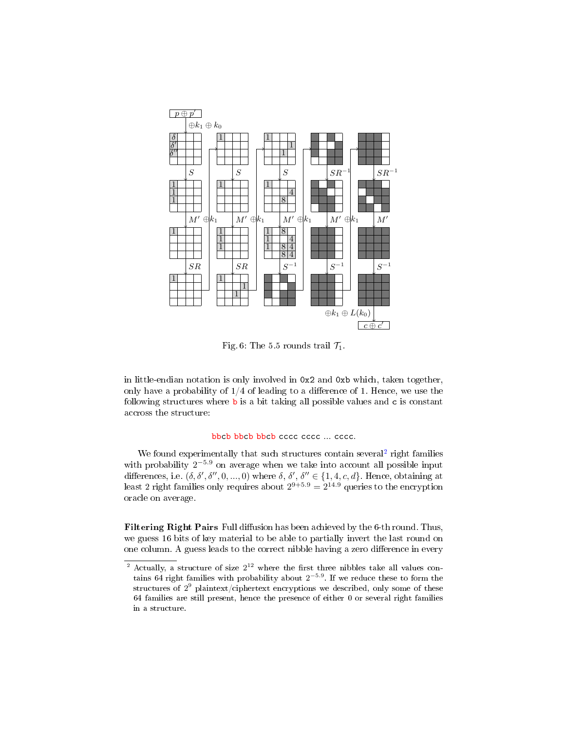Fig. 6: The 5.5 rounds trail $\mathcal{T}_1$.

in little-endian notation is only involved in 0x2 and 0xb which, taken together, only have a probability of 1/4 of leading to a difference of 1. Hence, we use the following structures where b is a bit taking all possible values and c is constant accross the structure:

bbcb bbcb bbcb cccc cccc ... cccc.

We found experimentally that such structures contain several[2] right families with probability $2^{-5.9}$ on average when we take into account all possible input differences, i.e. $(\delta, \delta', \delta'', 0, ..., 0)$ where $\delta$, $\delta'$, $\delta'' \in \{1, 4, c, d\}$. Hence, obtaining at least 2 right families only requires about $2^{9+5.9} = 2^{14.9}$ queries to the encryption oracle on average.

**Filtering Right Pairs** Full diffusion has been achieved by the 6-th round. Thus, we guess 16 bits of key material to be able to partially invert the last round on one column. A guess leads to the correct nibble having a zero difference in every

[2] Actually, a structure of size $2^{12}$ where the first three nibbles take all values contains 64 right families with probability about $2^{-5.9}$. If we reduce these to form the structures of $2^9$ plaintext/ciphertext encryptions we described, only some of these 64 families are still present, hence the presence of either 0 or several right families in a structure.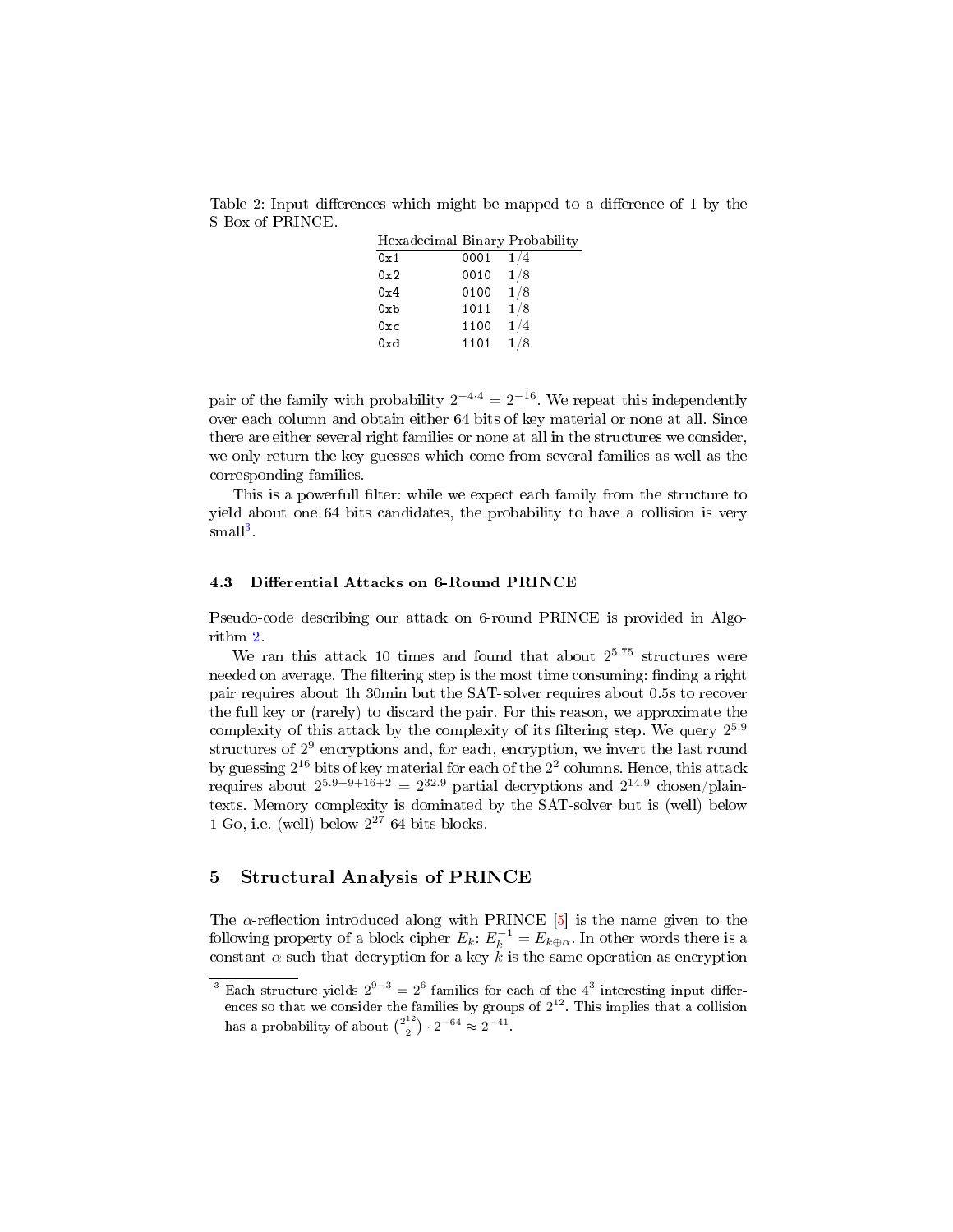Table 2: Input differences which might be mapped to a difference of 1 by the S-Box of PRINCE.

| Hexadecimal | Binary | Probability |
|---|---|---|
| 0x1 | 0001 | $1/4$ |
| 0x2 | 0010 | $1/8$ |
| 0x4 | 0100 | $1/8$ |
| 0xb | 1011 | $1/8$ |
| 0xc | 1100 | $1/4$ |
| 0xd | 1101 | $1/8$ |

pair of the family with probability $2^{-4 \cdot 4} = 2^{-16}$. We repeat this independently over each column and obtain either 64 bits of key material or none at all. Since there are either several right families or none at all in the structures we consider, we only return the key guesses which come from several families as well as the corresponding families.

This is a powerfull filter: while we expect each family from the structure to yield about one 64 bits candidates, the probability to have a collision is very small[3].

### 4.3 Differential Attacks on 6-Round PRINCE

Pseudo-code describing our attack on 6-round PRINCE is provided in Algorithm 2.

We ran this attack 10 times and found that about $2^{5.75}$ structures were needed on average. The filtering step is the most time consuming: finding a right pair requires about 1h 30min but the SAT-solver requires about 0.5s to recover the full key or (rarely) to discard the pair. For this reason, we approximate the complexity of this attack by the complexity of its filtering step. We query $2^{5.9}$ structures of $2^9$ encryptions and, for each, encryption, we invert the last round by guessing $2^{16}$ bits of key material for each of the $2^2$ columns. Hence, this attack requires about $2^{5.9+9+16+2} = 2^{32.9}$ partial decryptions and $2^{14.9}$ chosen/plaintexts. Memory complexity is dominated by the SAT-solver but is (well) below 1 Go, i.e. (well) below $2^{27}$ 64-bits blocks.

## 5 Structural Analysis of PRINCE

The $\alpha$-reflection introduced along with PRINCE [5] is the name given to the following property of a block cipher $E_k$: $E_k^{-1} = E_{k \oplus \alpha}$. In other words there is a constant $\alpha$ such that decryption for a key $k$ is the same operation as encryption

[3] Each structure yields $2^{9-3} = 2^6$ families for each of the $4^3$ interesting input differences so that we consider the families by groups of $2^{12}$. This implies that a collision has a probability of about $\binom{2^{12}}{2} \cdot 2^{-64} \approx 2^{-41}$.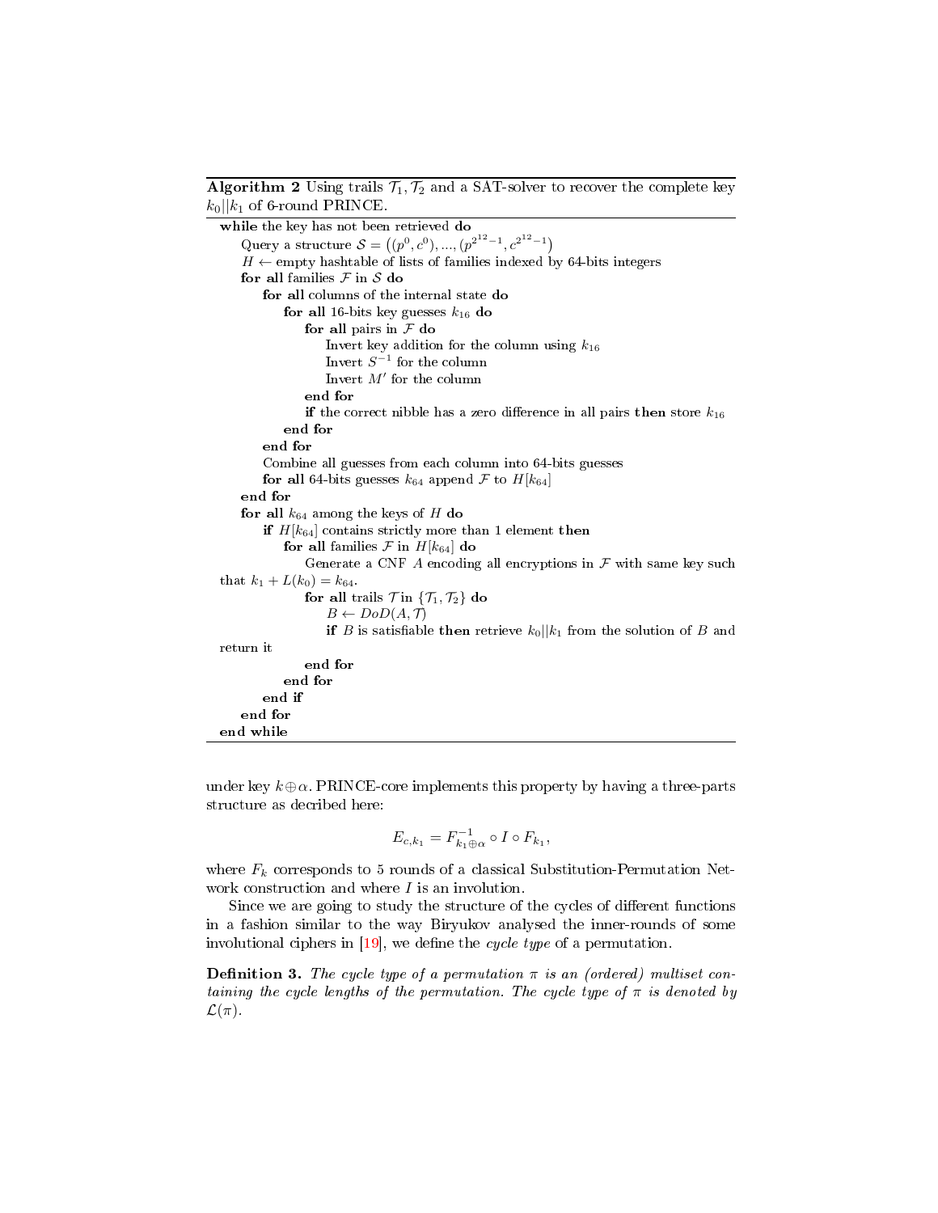**Algorithm 2** Using trails $\mathcal{T}_1, \mathcal{T}_2$ and a SAT-solver to recover the complete key $k_0||k_1$ of 6-round PRINCE.

```
while the key has not been retrieved do
    Query a structure S = ((p^0, c^0), ..., (p^{2^12 - 1}, c^{2^12 - 1}))
    H ← empty hashtable of lists of families indexed by 64-bits integers
    for all families F in S do
        for all columns of the internal state do
            for all 16-bits key guesses k_16 do
                for all pairs in F do
                    Invert key addition for the column using k_16
                    Invert S^{-1} for the column
                    Invert M' for the column
                end for
                if the correct nibble has a zero difference in all pairs then store k_16
            end for
        end for
        Combine all guesses from each column into 64-bits guesses
        for all 64-bits guesses k_64 append F to H[k_64]
    end for
    for all k_64 among the keys of H do
        if H[k_64] contains strictly more than 1 element then
            for all families F in H[k_64] do
                Generate a CNF A encoding all encryptions in F with same key such
that k_1 + L(k_0) = k_64.
                for all trails T in {T_1, T_2} do
                    B ← DoD(A, T)
                    if B is satisfiable then retrieve k_0||k_1 from the solution of B and
return it
                end for
            end for
        end if
    end for
end while
```

under key $k \oplus \alpha$. PRINCE-core implements this property by having a three-parts structure as decribed here:

$$E_{c,k_1} = F^{-1}_{k_1 \oplus \alpha} \circ I \circ F_{k_1},$$

where $F_k$ corresponds to 5 rounds of a classical Substitution-Permutation Network construction and where $I$ is an involution.

Since we are going to study the structure of the cycles of different functions in a fashion similar to the way Biryukov analysed the inner-rounds of some involutional ciphers in [19], we define the *cycle type* of a permutation.

**Definition 3.** *The cycle type of a permutation $\pi$ is an (ordered) multiset containing the cycle lengths of the permutation. The cycle type of $\pi$ is denoted by $\mathcal{L}(\pi)$.*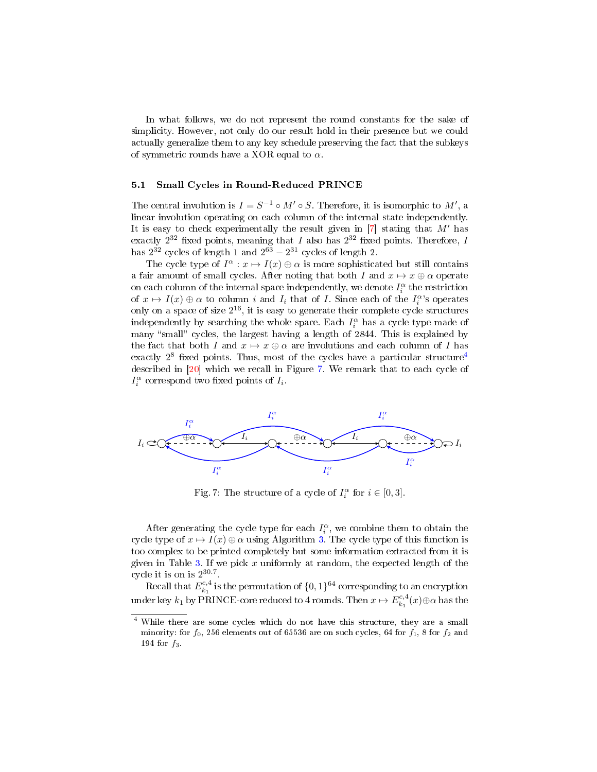In what follows, we do not represent the round constants for the sake of simplicity. However, not only do our result hold in their presence but we could actually generalize them to any key schedule preserving the fact that the subkeys of symmetric rounds have a XOR equal to $\alpha$.

### 5.1 Small Cycles in Round-Reduced PRINCE

The central involution is $I = S^{-1} \circ M' \circ S$. Therefore, it is isomorphic to $M'$, a linear involution operating on each column of the internal state independently. It is easy to check experimentally the result given in [7] stating that $M'$ has exactly $2^{32}$ fixed points, meaning that $I$ also has $2^{32}$ fixed points. Therefore, $I$ has $2^{32}$ cycles of length 1 and $2^{63} - 2^{31}$ cycles of length 2.

The cycle type of $I^{\alpha} : x \mapsto I(x) \oplus \alpha$ is more sophisticated but still contains a fair amount of small cycles. After noting that both $I$ and $x \mapsto x \oplus \alpha$ operate on each column of the internal space independently, we denote $I_i^{\alpha}$ the restriction of $x \mapsto I(x) \oplus \alpha$ to column $i$ and $I_i$ that of $I$. Since each of the $I_i^{\alpha}$'s operates only on a space of size $2^{16}$, it is easy to generate their complete cycle structures independently by searching the whole space. Each $I_i^{\alpha}$ has a cycle type made of many "small" cycles, the largest having a length of 2844. This is explained by the fact that both $I$ and $x \mapsto x \oplus \alpha$ are involutions and each column of $I$ has exactly $2^8$ fixed points. Thus, most of the cycles have a particular structure[4] described in [20] which we recall in Figure 7. We remark that to each cycle of $I_i^{\alpha}$ correspond two fixed points of $I_i$.

Fig. 7: The structure of a cycle of $I_i^{\alpha}$ for $i \in [0, 3]$.

After generating the cycle type for each $I_i^{\alpha}$, we combine them to obtain the cycle type of $x \mapsto I(x) \oplus \alpha$ using Algorithm 3. The cycle type of this function is too complex to be printed completely but some information extracted from it is given in Table 3. If we pick $x$ uniformly at random, the expected length of the cycle it is on is $2^{30.7}$.

Recall that $E_{k_1}^{c,4}$ is the permutation of $\{0,1\}^{64}$ corresponding to an encryption under key $k_1$ by PRINCE-core reduced to 4 rounds. Then $x \mapsto E_{k_1}^{c,4}(x) \oplus \alpha$ has the

[4] While there are some cycles which do not have this structure, they are a small minority: for $f_0$, 256 elements out of 65536 are on such cycles, 64 for $f_1$, 8 for $f_2$ and 194 for $f_3$.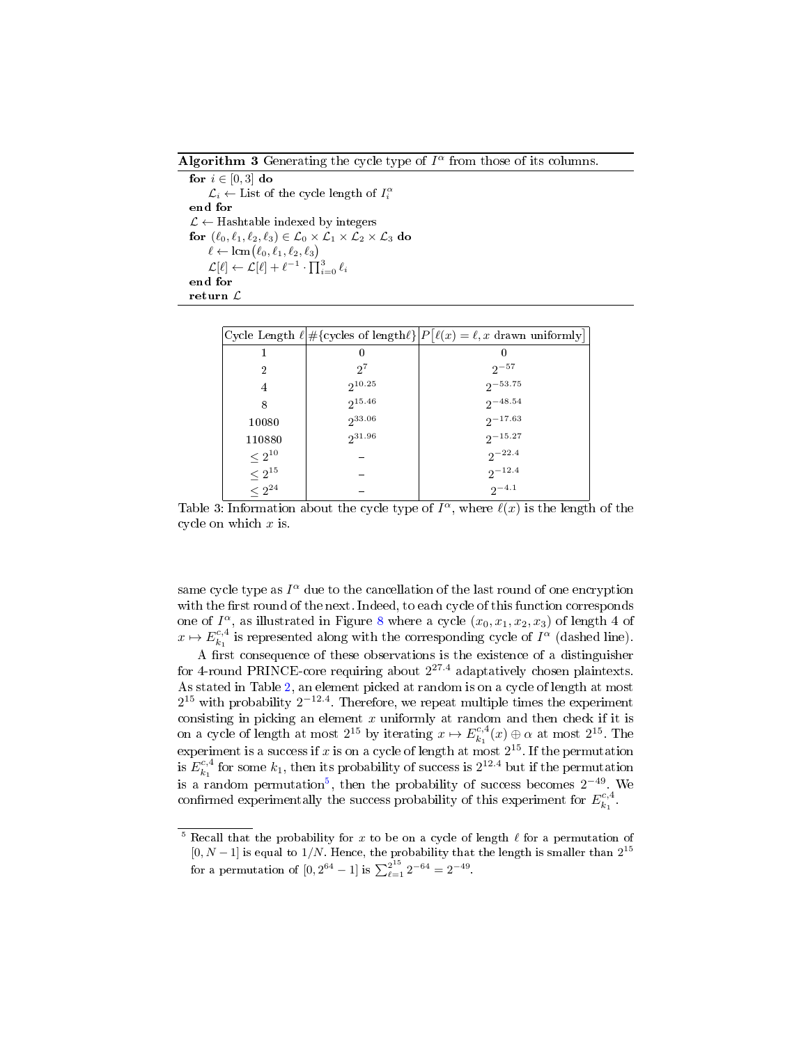**Algorithm 3** Generating the cycle type of $I^\alpha$ from those of its columns.

```
for i ∈ [0, 3] do
    L_i ← List of the cycle length of I_i^α
end for
L ← Hashtable indexed by integers
for (ℓ_0, ℓ_1, ℓ_2, ℓ_3) ∈ L_0 × L_1 × L_2 × L_3 do
    ℓ ← lcm(ℓ_0, ℓ_1, ℓ_2, ℓ_3)
    L[ℓ] ← L[ℓ] + ℓ^{-1} · ∏_{i=0}^{3} ℓ_i
end for
return L
```

| Cycle Length $\ell$ | #{cycles of length$\ell$} | $P\left[\ell(x) = \ell, x \text{ drawn uniformly}\right]$ |
|---|---|---|
| 1 | 0 | 0 |
| 2 | $2^{7}$ | $2^{-57}$ |
| 4 | $2^{10.25}$ | $2^{-53.75}$ |
| 8 | $2^{15.46}$ | $2^{-48.54}$ |
| 10080 | $2^{33.06}$ | $2^{-17.63}$ |
| 110880 | $2^{31.96}$ | $2^{-15.27}$ |
| $\leq 2^{10}$ | – | $2^{-22.4}$ |
| $\leq 2^{15}$ | – | $2^{-12.4}$ |
| $\leq 2^{24}$ | – | $2^{-4.1}$ |

Table 3: Information about the cycle type of $I^\alpha$, where $\ell(x)$ is the length of the cycle on which $x$ is.

same cycle type as $I^\alpha$ due to the cancellation of the last round of one encryption with the first round of the next. Indeed, to each cycle of this function corresponds one of $I^\alpha$, as illustrated in Figure 8 where a cycle $(x_0, x_1, x_2, x_3)$ of length 4 of $x \mapsto E^{c,4}_{k_1}$ is represented along with the corresponding cycle of $I^\alpha$ (dashed line).

A first consequence of these observations is the existence of a distinguisher for 4-round PRINCE-core requiring about $2^{27.4}$ adaptatively chosen plaintexts. As stated in Table 2, an element picked at random is on a cycle of length at most $2^{15}$ with probability $2^{-12.4}$. Therefore, we repeat multiple times the experiment consisting in picking an element $x$ uniformly at random and then check if it is on a cycle of length at most $2^{15}$ by iterating $x \mapsto E^{c,4}_{k_1}(x) \oplus \alpha$ at most $2^{15}$. The experiment is a success if $x$ is on a cycle of length at most $2^{15}$. If the permutation is $E^{c,4}_{k_1}$ for some $k_1$, then its probability of success is $2^{12.4}$ but if the permutation is a random permutation[5], then the probability of success becomes $2^{-49}$. We confirmed experimentally the success probability of this experiment for $E^{c,4}_{k_1}$.

[5] Recall that the probability for $x$ to be on a cycle of length $\ell$ for a permutation of $[0, N-1]$ is equal to $1/N$. Hence, the probability that the length is smaller than $2^{15}$ for a permutation of $[0, 2^{64}-1]$ is $\sum_{\ell=1}^{2^{15}} 2^{-64} = 2^{-49}$.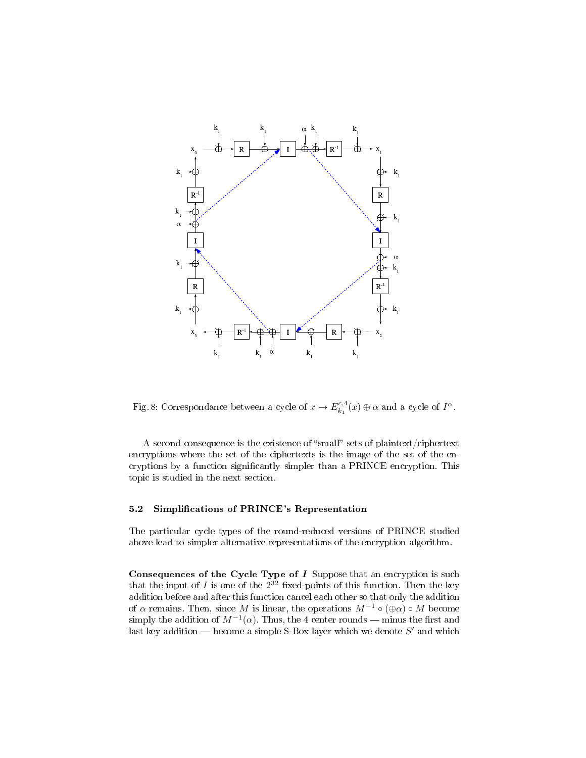Fig. 8: Correspondance between a cycle of $x \mapsto E^{c,4}_{k_1}(x) \oplus \alpha$ and a cycle of $I^{\alpha}$.

A second consequence is the existence of "small" sets of plaintext/ciphertext encryptions where the set of the ciphertexts is the image of the set of the encryptions by a function significantly simpler than a PRINCE encryption. This topic is studied in the next section.

### 5.2 Simplifications of PRINCE's Representation

The particular cycle types of the round-reduced versions of PRINCE studied above lead to simpler alternative representations of the encryption algorithm.

**Consequences of the Cycle Type of *I*** Suppose that an encryption is such that the input of $I$ is one of the $2^{32}$ fixed-points of this function. Then the key addition before and after this function cancel each other so that only the addition of $\alpha$ remains. Then, since $M$ is linear, the operations $M^{-1} \circ (\oplus\alpha) \circ M$ become simply the addition of $M^{-1}(\alpha)$. Thus, the 4 center rounds — minus the first and last key addition — become a simple S-Box layer which we denote $S'$ and which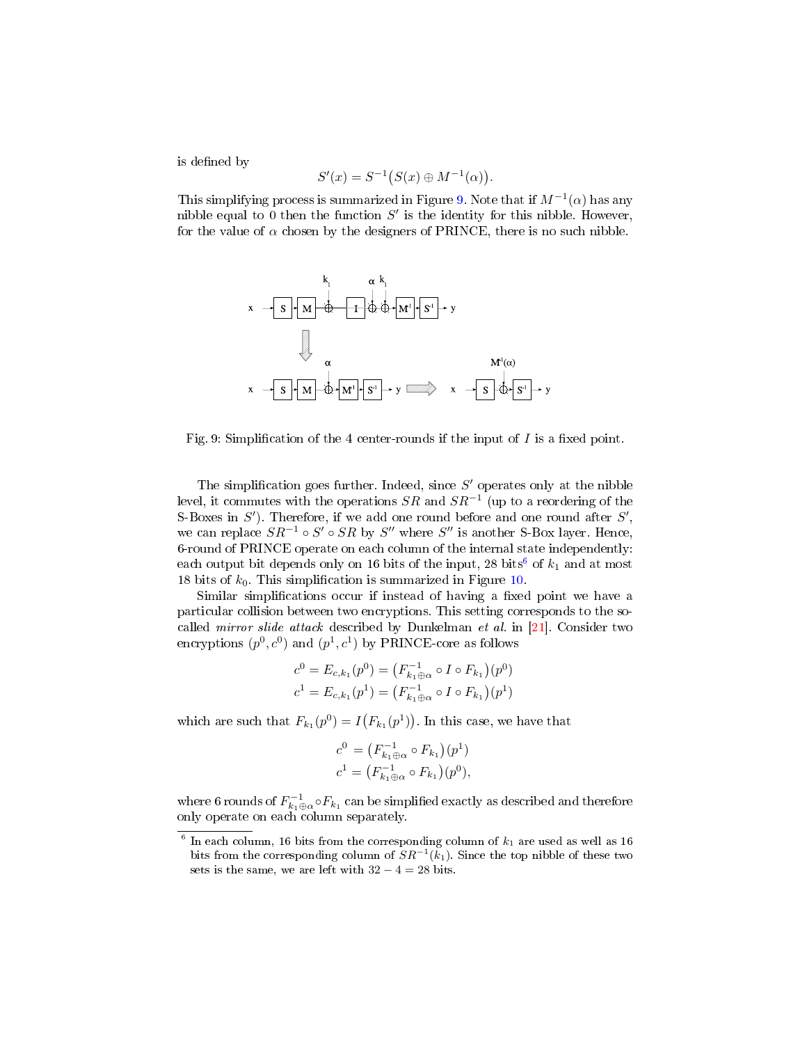is defined by

$$S'(x) = S^{-1}\big(S(x) \oplus M^{-1}(\alpha)\big).$$

This simplifying process is summarized in Figure 9. Note that if $M^{-1}(\alpha)$ has any nibble equal to 0 then the function $S'$ is the identity for this nibble. However, for the value of $\alpha$ chosen by the designers of PRINCE, there is no such nibble.

Fig. 9: Simplification of the 4 center-rounds if the input of $I$ is a fixed point.

The simplification goes further. Indeed, since $S'$ operates only at the nibble level, it commutes with the operations $SR$ and $SR^{-1}$ (up to a reordering of the S-Boxes in $S'$). Therefore, if we add one round before and one round after $S'$, we can replace $SR^{-1} \circ S' \circ SR$ by $S''$ where $S''$ is another S-Box layer. Hence, 6-round of PRINCE operate on each column of the internal state independently: each output bit depends only on 16 bits of the input, 28 bits[6] of $k_1$ and at most 18 bits of $k_0$. This simplification is summarized in Figure 10.

Similar simplifications occur if instead of having a fixed point we have a particular collision between two encryptions. This setting corresponds to the so-called *mirror slide attack* described by Dunkelman *et al.* in [21]. Consider two encryptions $(p^0, c^0)$ and $(p^1, c^1)$ by PRINCE-core as follows

$$c^0 = E_{c,k_1}(p^0) = \big(F^{-1}_{k_1 \oplus \alpha} \circ I \circ F_{k_1}\big)(p^0)$$
$$c^1 = E_{c,k_1}(p^1) = \big(F^{-1}_{k_1 \oplus \alpha} \circ I \circ F_{k_1}\big)(p^1)$$

which are such that $F_{k_1}(p^0) = I\big(F_{k_1}(p^1)\big)$. In this case, we have that

$$c^0 = \big(F^{-1}_{k_1 \oplus \alpha} \circ F_{k_1}\big)(p^1)$$
$$c^1 = \big(F^{-1}_{k_1 \oplus \alpha} \circ F_{k_1}\big)(p^0),$$

where 6 rounds of $F^{-1}_{k_1 \oplus \alpha} \circ F_{k_1}$ can be simplified exactly as described and therefore only operate on each column separately.

[6] In each column, 16 bits from the corresponding column of $k_1$ are used as well as 16 bits from the corresponding column of $SR^{-1}(k_1)$. Since the top nibble of these two sets is the same, we are left with $32 - 4 = 28$ bits.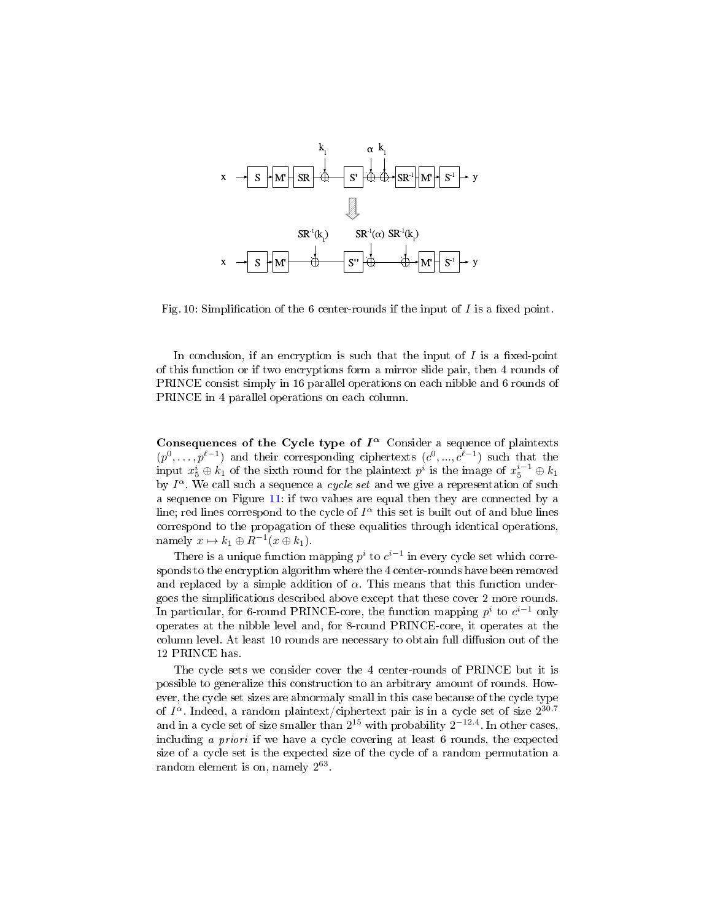Fig. 10: Simplification of the 6 center-rounds if the input of $I$ is a fixed point.

In conclusion, if an encryption is such that the input of $I$ is a fixed-point of this function or if two encryptions form a mirror slide pair, then 4 rounds of PRINCE consist simply in 16 parallel operations on each nibble and 6 rounds of PRINCE in 4 parallel operations on each column.

**Consequences of the Cycle type of $I^\alpha$** Consider a sequence of plaintexts $(p^0, \ldots, p^{\ell-1})$ and their corresponding ciphertexts $(c^0, ..., c^{\ell-1})$ such that the input $x_5^i \oplus k_1$ of the sixth round for the plaintext $p^i$ is the image of $x_5^{i-1} \oplus k_1$ by $I^\alpha$. We call such a sequence a *cycle set* and we give a representation of such a sequence on Figure 11: if two values are equal then they are connected by a line; red lines correspond to the cycle of $I^\alpha$ this set is built out of and blue lines correspond to the propagation of these equalities through identical operations, namely $x \mapsto k_1 \oplus R^{-1}(x \oplus k_1)$.

There is a unique function mapping $p^i$ to $c^{i-1}$ in every cycle set which corresponds to the encryption algorithm where the 4 center-rounds have been removed and replaced by a simple addition of $\alpha$. This means that this function undergoes the simplifications described above except that these cover 2 more rounds. In particular, for 6-round PRINCE-core, the function mapping $p^i$ to $c^{i-1}$ only operates at the nibble level and, for 8-round PRINCE-core, it operates at the column level. At least 10 rounds are necessary to obtain full diffusion out of the 12 PRINCE has.

The cycle sets we consider cover the 4 center-rounds of PRINCE but it is possible to generalize this construction to an arbitrary amount of rounds. However, the cycle set sizes are abnormaly small in this case because of the cycle type of $I^\alpha$. Indeed, a random plaintext/ciphertext pair is in a cycle set of size $2^{30.7}$ and in a cycle set of size smaller than $2^{15}$ with probability $2^{-12.4}$. In other cases, including *a priori* if we have a cycle covering at least 6 rounds, the expected size of a cycle set is the expected size of the cycle of a random permutation a random element is on, namely $2^{63}$.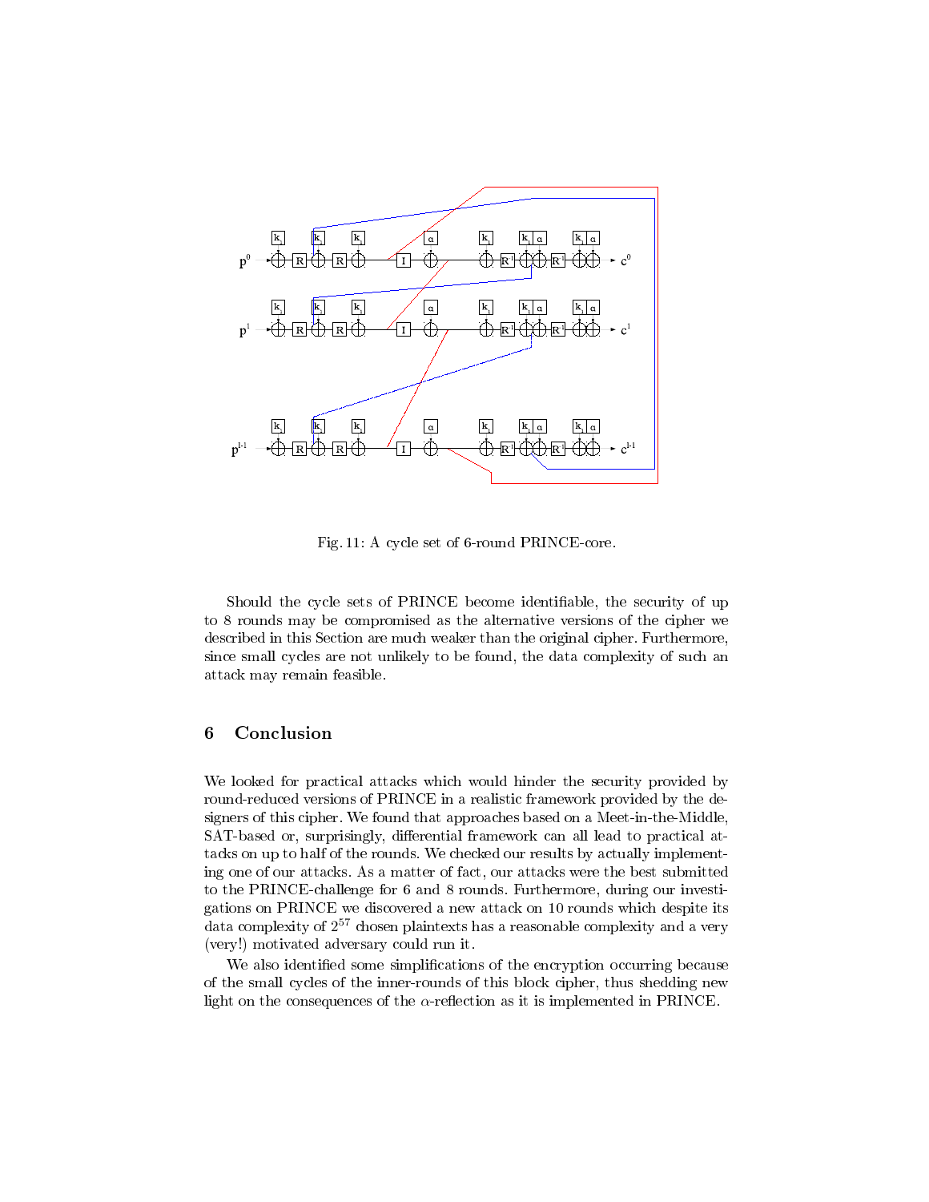Fig. 11: A cycle set of 6-round PRINCE-core.

Should the cycle sets of PRINCE become identifiable, the security of up to 8 rounds may be compromised as the alternative versions of the cipher we described in this Section are much weaker than the original cipher. Furthermore, since small cycles are not unlikely to be found, the data complexity of such an attack may remain feasible.

## 6 Conclusion

We looked for practical attacks which would hinder the security provided by round-reduced versions of PRINCE in a realistic framework provided by the designers of this cipher. We found that approaches based on a Meet-in-the-Middle, SAT-based or, surprisingly, differential framework can all lead to practical attacks on up to half of the rounds. We checked our results by actually implementing one of our attacks. As a matter of fact, our attacks were the best submitted to the PRINCE-challenge for 6 and 8 rounds. Furthermore, during our investigations on PRINCE we discovered a new attack on 10 rounds which despite its data complexity of $2^{57}$ chosen plaintexts has a reasonable complexity and a very (very!) motivated adversary could run it.

We also identified some simplifications of the encryption occurring because of the small cycles of the inner-rounds of this block cipher, thus shedding new light on the consequences of the $\alpha$-reflection as it is implemented in PRINCE.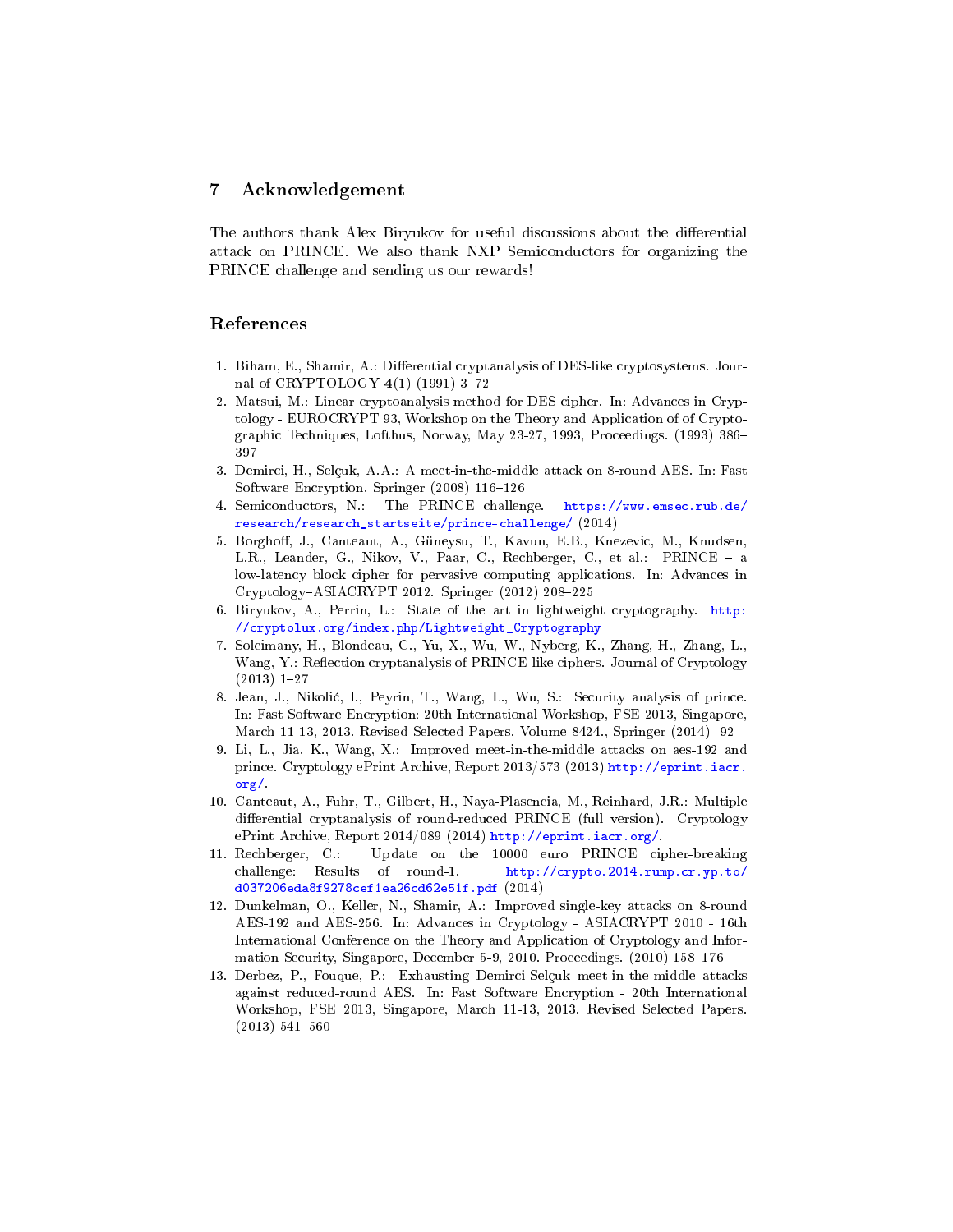## 7 Acknowledgement

The authors thank Alex Biryukov for useful discussions about the differential attack on PRINCE. We also thank NXP Semiconductors for organizing the PRINCE challenge and sending us our rewards!

## References

1. Biham, E., Shamir, A.: Differential cryptanalysis of DES-like cryptosystems. Journal of CRYPTOLOGY **4**(1) (1991) 3–72
2. Matsui, M.: Linear cryptoanalysis method for DES cipher. In: Advances in Cryptology - EUROCRYPT 93, Workshop on the Theory and Application of of Cryptographic Techniques, Lofthus, Norway, May 23-27, 1993, Proceedings. (1993) 386–397
3. Demirci, H., Selçuk, A.A.: A meet-in-the-middle attack on 8-round AES. In: Fast Software Encryption, Springer (2008) 116–126
4. Semiconductors, N.: The PRINCE challenge. https://www.emsec.rub.de/research/research_startseite/prince-challenge/ (2014)
5. Borghoff, J., Canteaut, A., Güneysu, T., Kavun, E.B., Knezevic, M., Knudsen, L.R., Leander, G., Nikov, V., Paar, C., Rechberger, C., et al.: PRINCE – a low-latency block cipher for pervasive computing applications. In: Advances in Cryptology–ASIACRYPT 2012. Springer (2012) 208–225
6. Biryukov, A., Perrin, L.: State of the art in lightweight cryptography. http://cryptolux.org/index.php/Lightweight_Cryptography
7. Soleimany, H., Blondeau, C., Yu, X., Wu, W., Nyberg, K., Zhang, H., Zhang, L., Wang, Y.: Reflection cryptanalysis of PRINCE-like ciphers. Journal of Cryptology (2013) 1–27
8. Jean, J., Nikolić, I., Peyrin, T., Wang, L., Wu, S.: Security analysis of prince. In: Fast Software Encryption: 20th International Workshop, FSE 2013, Singapore, March 11-13, 2013. Revised Selected Papers. Volume 8424., Springer (2014) 92
9. Li, L., Jia, K., Wang, X.: Improved meet-in-the-middle attacks on aes-192 and prince. Cryptology ePrint Archive, Report 2013/573 (2013) http://eprint.iacr.org/.
10. Canteaut, A., Fuhr, T., Gilbert, H., Naya-Plasencia, M., Reinhard, J.R.: Multiple differential cryptanalysis of round-reduced PRINCE (full version). Cryptology ePrint Archive, Report 2014/089 (2014) http://eprint.iacr.org/.
11. Rechberger, C.: Update on the 10000 euro PRINCE cipher-breaking challenge: Results of round-1. http://crypto.2014.rump.cr.yp.to/d037206eda8f9278cef1ea26cd62e51f.pdf (2014)
12. Dunkelman, O., Keller, N., Shamir, A.: Improved single-key attacks on 8-round AES-192 and AES-256. In: Advances in Cryptology - ASIACRYPT 2010 - 16th International Conference on the Theory and Application of Cryptology and Information Security, Singapore, December 5-9, 2010. Proceedings. (2010) 158–176
13. Derbez, P., Fouque, P.: Exhausting Demirci-Selçuk meet-in-the-middle attacks against reduced-round AES. In: Fast Software Encryption - 20th International Workshop, FSE 2013, Singapore, March 11-13, 2013. Revised Selected Papers. (2013) 541–560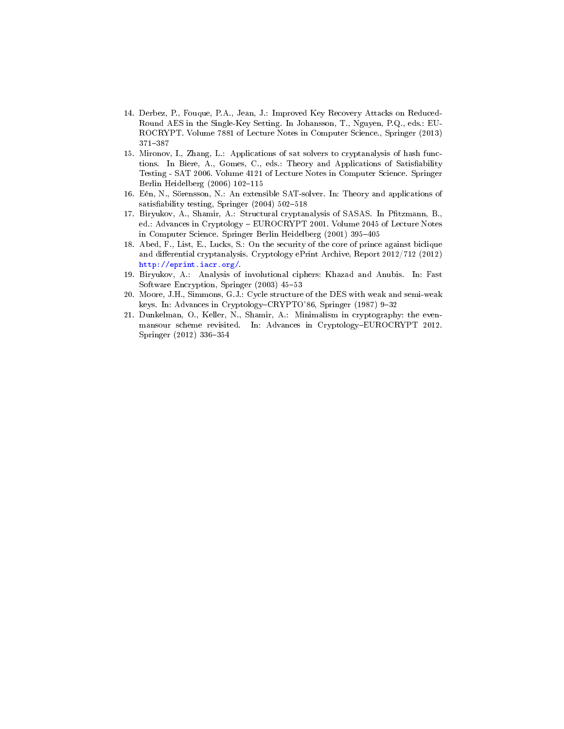14. Derbez, P., Fouque, P.A., Jean, J.: Improved Key Recovery Attacks on Reduced-Round AES in the Single-Key Setting. In Johansson, T., Nguyen, P.Q., eds.: EUROCRYPT. Volume 7881 of Lecture Notes in Computer Science., Springer (2013) 371–387
15. Mironov, I., Zhang, L.: Applications of sat solvers to cryptanalysis of hash functions. In Biere, A., Gomes, C., eds.: Theory and Applications of Satisfiability Testing - SAT 2006. Volume 4121 of Lecture Notes in Computer Science. Springer Berlin Heidelberg (2006) 102–115
16. Eén, N., Sörensson, N.: An extensible SAT-solver. In: Theory and applications of satisfiability testing, Springer (2004) 502–518
17. Biryukov, A., Shamir, A.: Structural cryptanalysis of SASAS. In Pfitzmann, B., ed.: Advances in Cryptology – EUROCRYPT 2001. Volume 2045 of Lecture Notes in Computer Science. Springer Berlin Heidelberg (2001) 395–405
18. Abed, F., List, E., Lucks, S.: On the security of the core of prince against biclique and differential cryptanalysis. Cryptology ePrint Archive, Report 2012/712 (2012) http://eprint.iacr.org/.
19. Biryukov, A.: Analysis of involutional ciphers: Khazad and Anubis. In: Fast Software Encryption, Springer (2003) 45–53
20. Moore, J.H., Simmons, G.J.: Cycle structure of the DES with weak and semi-weak keys. In: Advances in Cryptology–CRYPTO'86, Springer (1987) 9–32
21. Dunkelman, O., Keller, N., Shamir, A.: Minimalism in cryptography: the even-mansour scheme revisited. In: Advances in Cryptology–EUROCRYPT 2012. Springer (2012) 336–354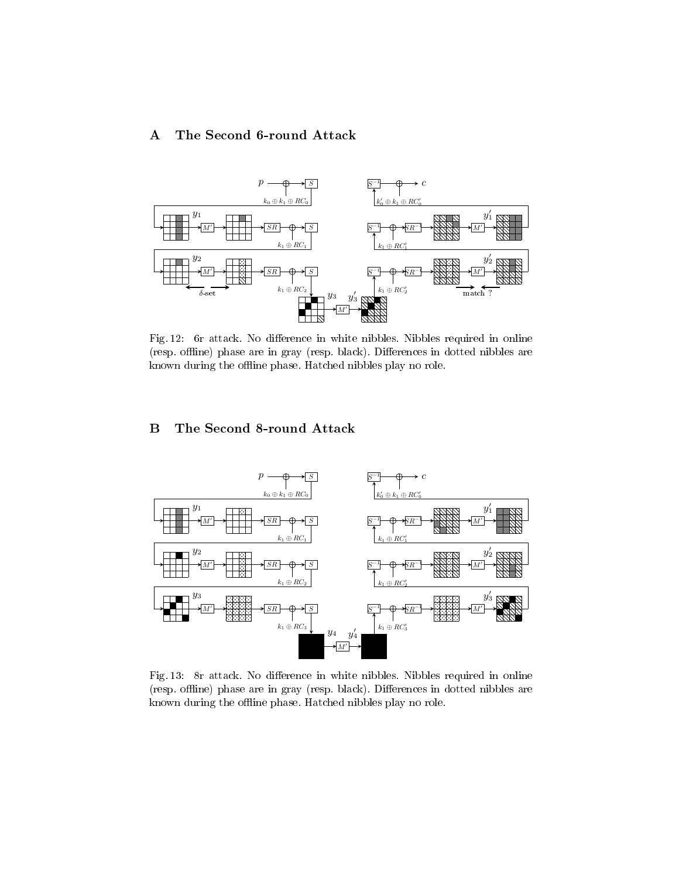## A The Second 6-round Attack

Fig. 12: 6r attack. No difference in white nibbles. Nibbles required in online (resp. offline) phase are in gray (resp. black). Differences in dotted nibbles are known during the offline phase. Hatched nibbles play no role.

## B The Second 8-round Attack

Fig. 13: 8r attack. No difference in white nibbles. Nibbles required in online (resp. offline) phase are in gray (resp. black). Differences in dotted nibbles are known during the offline phase. Hatched nibbles play no role.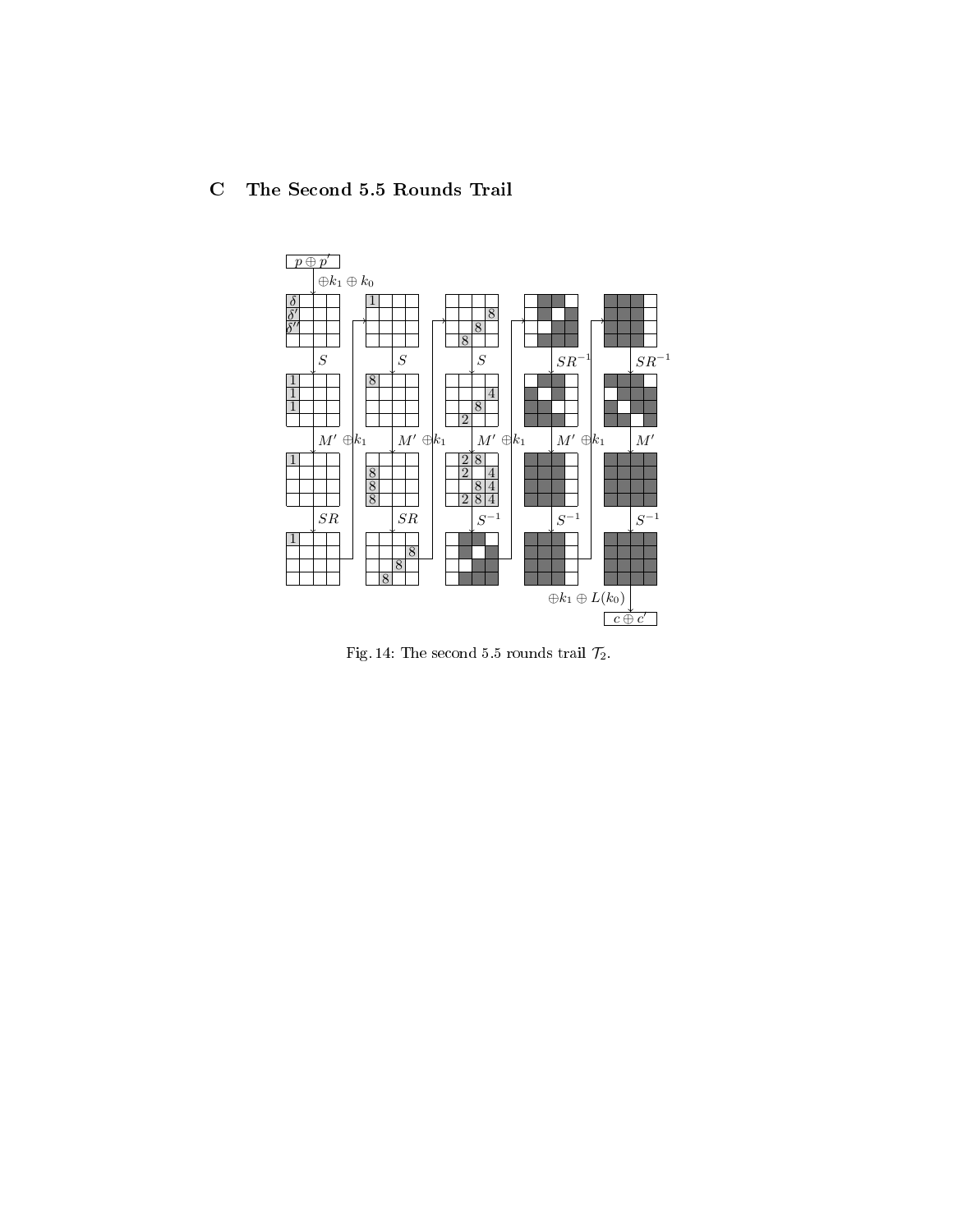## C The Second 5.5 Rounds Trail

$p \oplus p'$

$\oplus k_1 \oplus k_0$

$\delta$

$\delta'$

$\delta''$

$S$

$M' \oplus k_1$

$SR$

$S^{-1}$

$SR^{-1}$

$M'$

$\oplus k_1 \oplus L(k_0)$

$c \oplus c'$

Fig. 14: The second 5.5 rounds trail $\mathcal{T}_2$.